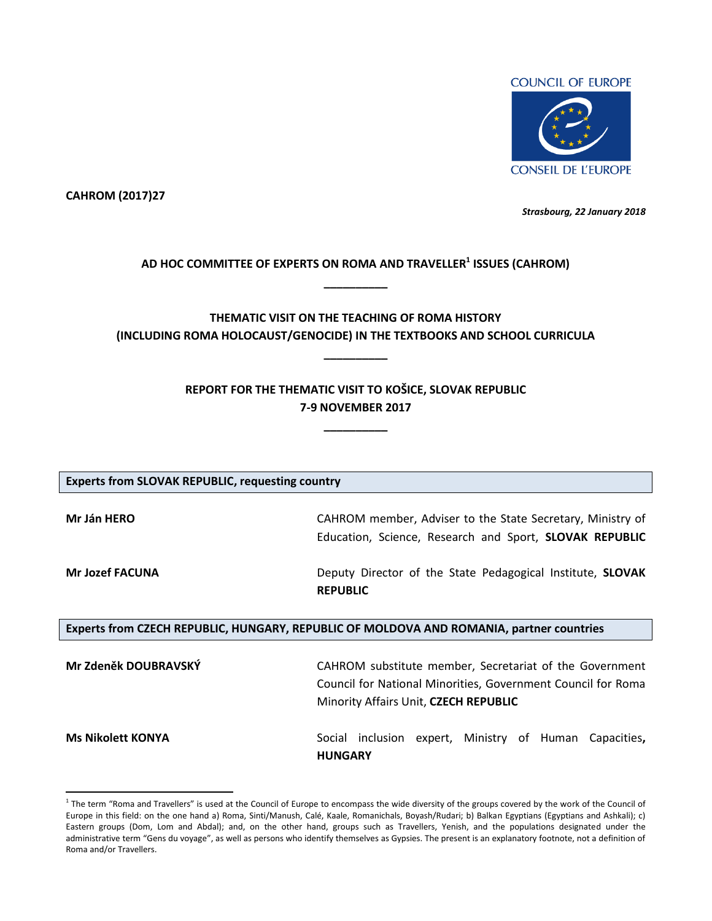COUNCIL OF EUROPE

CONSEIL DE L'EUROPE

**CAHROM (2017)27**

***Strasbourg, 22 January 2018***

## AD HOC COMMITTEE OF EXPERTS ON ROMA AND TRAVELLER[1] ISSUES (CAHROM)

---

## THEMATIC VISIT ON THE TEACHING OF ROMA HISTORY (INCLUDING ROMA HOLOCAUST/GENOCIDE) IN THE TEXTBOOKS AND SCHOOL CURRICULA

---

## REPORT FOR THE THEMATIC VISIT TO KOŠICE, SLOVAK REPUBLIC 7-9 NOVEMBER 2017

---

| **Experts from SLOVAK REPUBLIC, requesting country** | |
|---|---|
| **Mr Ján HERO** | CAHROM member, Adviser to the State Secretary, Ministry of Education, Science, Research and Sport, **SLOVAK REPUBLIC** |
| **Mr Jozef FACUNA** | Deputy Director of the State Pedagogical Institute, **SLOVAK REPUBLIC** |

| **Experts from CZECH REPUBLIC, HUNGARY, REPUBLIC OF MOLDOVA AND ROMANIA, partner countries** | |
|---|---|
| **Mr Zdeněk DOUBRAVSKÝ** | CAHROM substitute member, Secretariat of the Government Council for National Minorities, Government Council for Roma Minority Affairs Unit, **CZECH REPUBLIC** |
| **Ms Nikolett KONYA** | Social inclusion expert, Ministry of Human Capacities**, HUNGARY** |

[1] The term "Roma and Travellers" is used at the Council of Europe to encompass the wide diversity of the groups covered by the work of the Council of Europe in this field: on the one hand a) Roma, Sinti/Manush, Calé, Kaale, Romanichals, Boyash/Rudari; b) Balkan Egyptians (Egyptians and Ashkali); c) Eastern groups (Dom, Lom and Abdal); and, on the other hand, groups such as Travellers, Yenish, and the populations designated under the administrative term "Gens du voyage", as well as persons who identify themselves as Gypsies. The present is an explanatory footnote, not a definition of Roma and/or Travellers.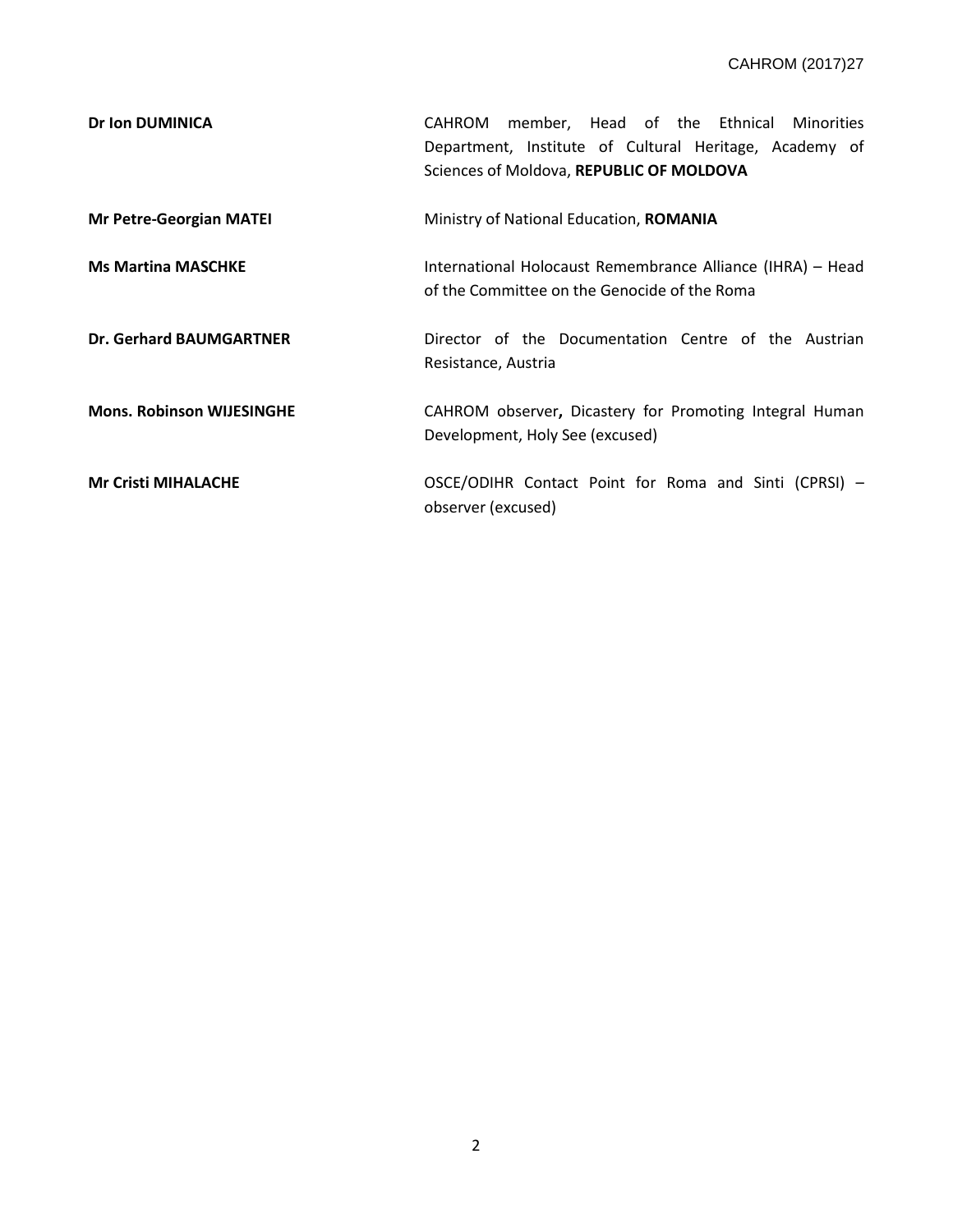| | |
|---|---|
| **Dr Ion DUMINICA** | CAHROM member, Head of the Ethnical Minorities Department, Institute of Cultural Heritage, Academy of Sciences of Moldova, **REPUBLIC OF MOLDOVA** |
| **Mr Petre-Georgian MATEI** | Ministry of National Education, **ROMANIA** |
| **Ms Martina MASCHKE** | International Holocaust Remembrance Alliance (IHRA) – Head of the Committee on the Genocide of the Roma |
| **Dr. Gerhard BAUMGARTNER** | Director of the Documentation Centre of the Austrian Resistance, Austria |
| **Mons. Robinson WIJESINGHE** | CAHROM observer**,** Dicastery for Promoting Integral Human Development, Holy See (excused) |
| **Mr Cristi MIHALACHE** | OSCE/ODIHR Contact Point for Roma and Sinti (CPRSI) – observer (excused) |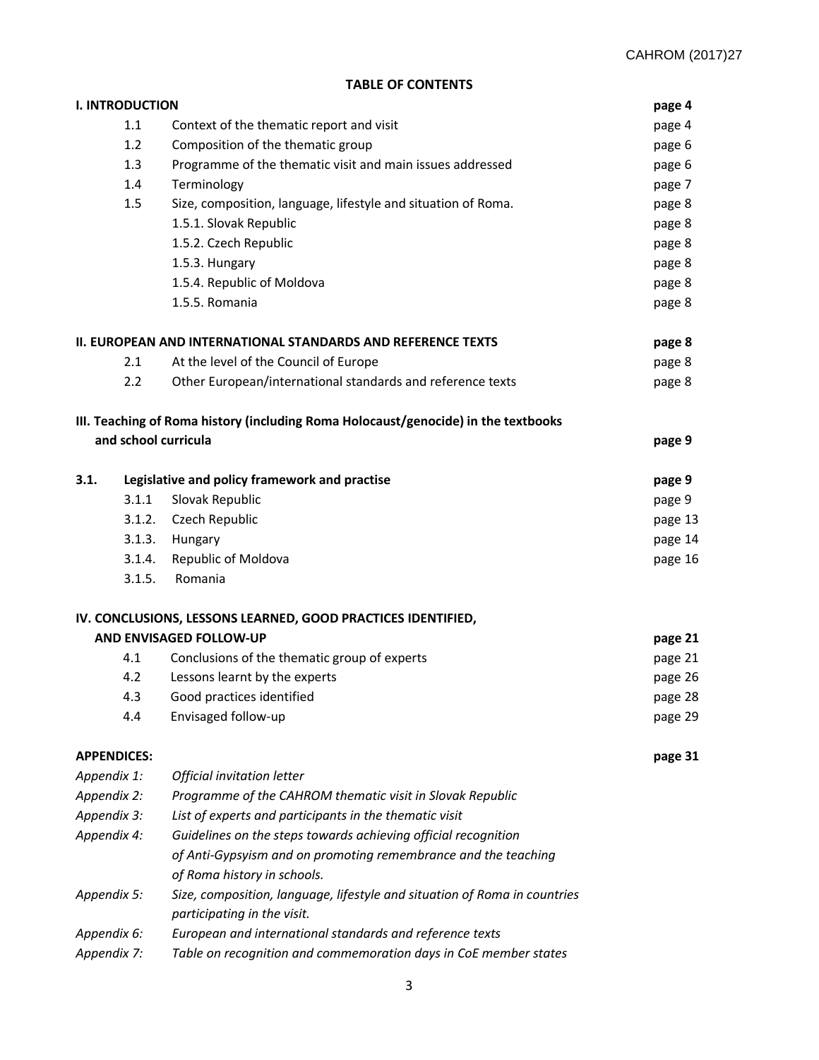**TABLE OF CONTENTS**

| | | |
|---|---|---|
| **I. INTRODUCTION** | | **page 4** |
| 1.1 | Context of the thematic report and visit | page 4 |
| 1.2 | Composition of the thematic group | page 6 |
| 1.3 | Programme of the thematic visit and main issues addressed | page 6 |
| 1.4 | Terminology | page 7 |
| 1.5 | Size, composition, language, lifestyle and situation of Roma. | page 8 |
| | 1.5.1. Slovak Republic | page 8 |
| | 1.5.2. Czech Republic | page 8 |
| | 1.5.3. Hungary | page 8 |
| | 1.5.4. Republic of Moldova | page 8 |
| | 1.5.5. Romania | page 8 |
| **II. EUROPEAN AND INTERNATIONAL STANDARDS AND REFERENCE TEXTS** | | **page 8** |
| 2.1 | At the level of the Council of Europe | page 8 |
| 2.2 | Other European/international standards and reference texts | page 8 |
| **III. Teaching of Roma history (including Roma Holocaust/genocide) in the textbooks and school curricula** | | **page 9** |
| **3.1.** | **Legislative and policy framework and practise** | **page 9** |
| 3.1.1 | Slovak Republic | page 9 |
| 3.1.2. | Czech Republic | page 13 |
| 3.1.3. | Hungary | page 14 |
| 3.1.4. | Republic of Moldova | page 16 |
| 3.1.5. | Romania | |
| **IV. CONCLUSIONS, LESSONS LEARNED, GOOD PRACTICES IDENTIFIED, AND ENVISAGED FOLLOW-UP** | | **page 21** |
| 4.1 | Conclusions of the thematic group of experts | page 21 |
| 4.2 | Lessons learnt by the experts | page 26 |
| 4.3 | Good practices identified | page 28 |
| 4.4 | Envisaged follow-up | page 29 |
| **APPENDICES:** | | **page 31** |
| *Appendix 1:* | *Official invitation letter* | |
| *Appendix 2:* | *Programme of the CAHROM thematic visit in Slovak Republic* | |
| *Appendix 3:* | *List of experts and participants in the thematic visit* | |
| *Appendix 4:* | *Guidelines on the steps towards achieving official recognition of Anti-Gypsyism and on promoting remembrance and the teaching of Roma history in schools.* | |
| *Appendix 5:* | *Size, composition, language, lifestyle and situation of Roma in countries participating in the visit.* | |
| *Appendix 6:* | *European and international standards and reference texts* | |
| *Appendix 7:* | *Table on recognition and commemoration days in CoE member states* | |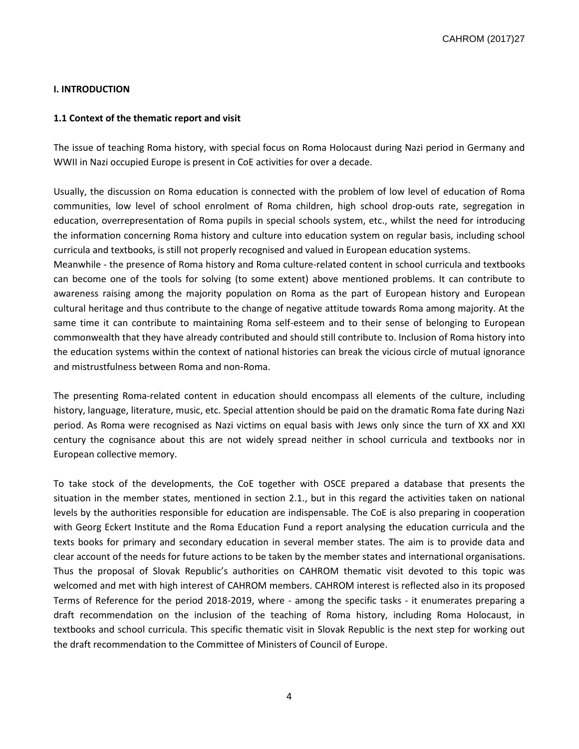## I. INTRODUCTION

### 1.1 Context of the thematic report and visit

The issue of teaching Roma history, with special focus on Roma Holocaust during Nazi period in Germany and WWII in Nazi occupied Europe is present in CoE activities for over a decade.

Usually, the discussion on Roma education is connected with the problem of low level of education of Roma communities, low level of school enrolment of Roma children, high school drop-outs rate, segregation in education, overrepresentation of Roma pupils in special schools system, etc., whilst the need for introducing the information concerning Roma history and culture into education system on regular basis, including school curricula and textbooks, is still not properly recognised and valued in European education systems.
Meanwhile - the presence of Roma history and Roma culture-related content in school curricula and textbooks can become one of the tools for solving (to some extent) above mentioned problems. It can contribute to awareness raising among the majority population on Roma as the part of European history and European cultural heritage and thus contribute to the change of negative attitude towards Roma among majority. At the same time it can contribute to maintaining Roma self-esteem and to their sense of belonging to European commonwealth that they have already contributed and should still contribute to. Inclusion of Roma history into the education systems within the context of national histories can break the vicious circle of mutual ignorance and mistrustfulness between Roma and non-Roma.

The presenting Roma-related content in education should encompass all elements of the culture, including history, language, literature, music, etc. Special attention should be paid on the dramatic Roma fate during Nazi period. As Roma were recognised as Nazi victims on equal basis with Jews only since the turn of XX and XXI century the cognisance about this are not widely spread neither in school curricula and textbooks nor in European collective memory.

To take stock of the developments, the CoE together with OSCE prepared a database that presents the situation in the member states, mentioned in section 2.1., but in this regard the activities taken on national levels by the authorities responsible for education are indispensable. The CoE is also preparing in cooperation with Georg Eckert Institute and the Roma Education Fund a report analysing the education curricula and the texts books for primary and secondary education in several member states. The aim is to provide data and clear account of the needs for future actions to be taken by the member states and international organisations. Thus the proposal of Slovak Republic's authorities on CAHROM thematic visit devoted to this topic was welcomed and met with high interest of CAHROM members. CAHROM interest is reflected also in its proposed Terms of Reference for the period 2018-2019, where - among the specific tasks - it enumerates preparing a draft recommendation on the inclusion of the teaching of Roma history, including Roma Holocaust, in textbooks and school curricula. This specific thematic visit in Slovak Republic is the next step for working out the draft recommendation to the Committee of Ministers of Council of Europe.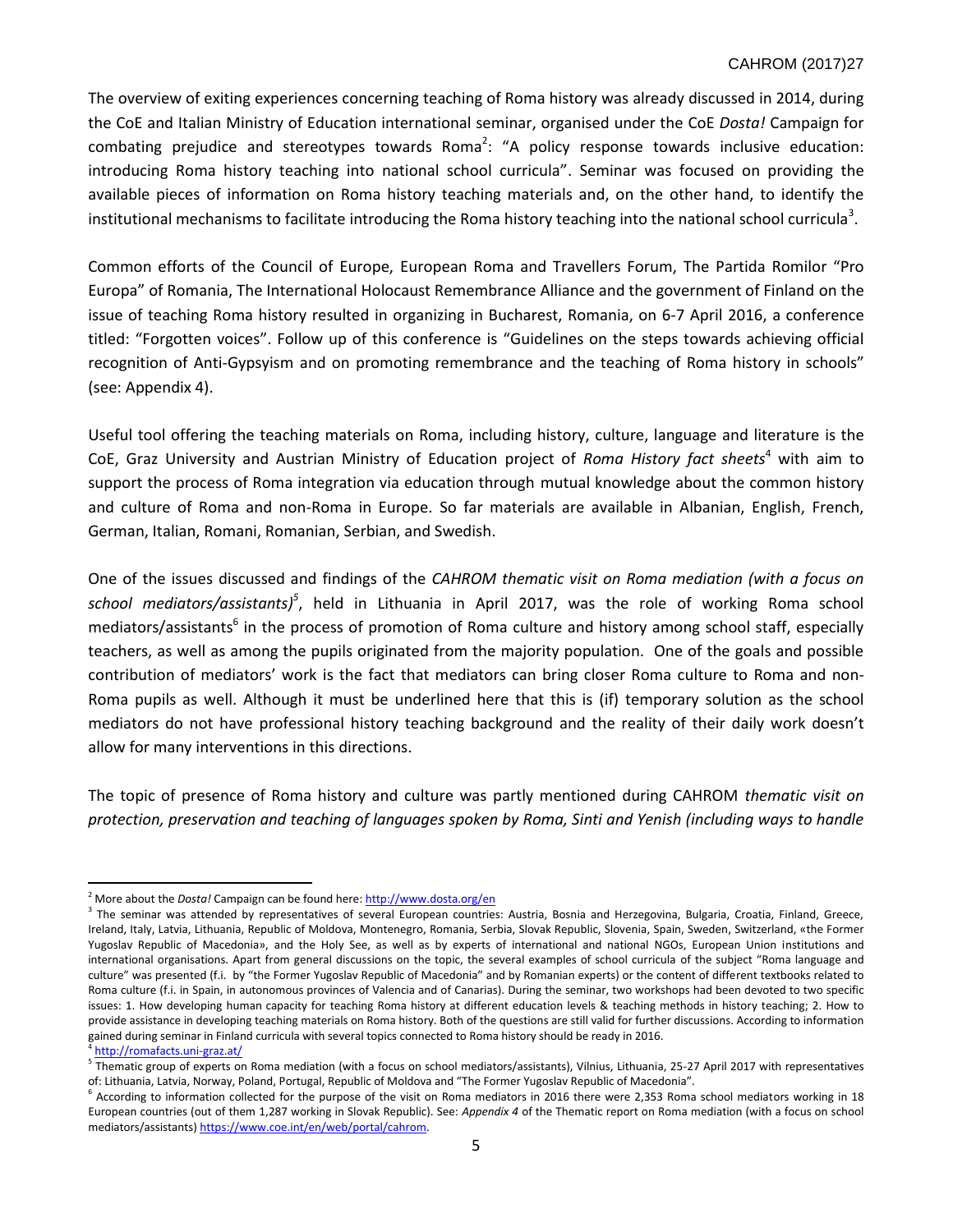The overview of exiting experiences concerning teaching of Roma history was already discussed in 2014, during the CoE and Italian Ministry of Education international seminar, organised under the CoE *Dosta!* Campaign for combating prejudice and stereotypes towards Roma[2]: "A policy response towards inclusive education: introducing Roma history teaching into national school curricula". Seminar was focused on providing the available pieces of information on Roma history teaching materials and, on the other hand, to identify the institutional mechanisms to facilitate introducing the Roma history teaching into the national school curricula[3].

Common efforts of the Council of Europe, European Roma and Travellers Forum, The Partida Romilor "Pro Europa" of Romania, The International Holocaust Remembrance Alliance and the government of Finland on the issue of teaching Roma history resulted in organizing in Bucharest, Romania, on 6-7 April 2016, a conference titled: "Forgotten voices". Follow up of this conference is "Guidelines on the steps towards achieving official recognition of Anti-Gypsyism and on promoting remembrance and the teaching of Roma history in schools" (see: Appendix 4).

Useful tool offering the teaching materials on Roma, including history, culture, language and literature is the CoE, Graz University and Austrian Ministry of Education project of *Roma History fact sheets*[4] with aim to support the process of Roma integration via education through mutual knowledge about the common history and culture of Roma and non-Roma in Europe. So far materials are available in Albanian, English, French, German, Italian, Romani, Romanian, Serbian, and Swedish.

One of the issues discussed and findings of the *CAHROM thematic visit on Roma mediation (with a focus on school mediators/assistants)*[5], held in Lithuania in April 2017, was the role of working Roma school mediators/assistants[6] in the process of promotion of Roma culture and history among school staff, especially teachers, as well as among the pupils originated from the majority population. One of the goals and possible contribution of mediators' work is the fact that mediators can bring closer Roma culture to Roma and non-Roma pupils as well. Although it must be underlined here that this is (if) temporary solution as the school mediators do not have professional history teaching background and the reality of their daily work doesn't allow for many interventions in this directions.

The topic of presence of Roma history and culture was partly mentioned during CAHROM *thematic visit on protection, preservation and teaching of languages spoken by Roma, Sinti and Yenish (including ways to handle*

---

[2] More about the *Dosta!* Campaign can be found here: http://www.dosta.org/en

[3] The seminar was attended by representatives of several European countries: Austria, Bosnia and Herzegovina, Bulgaria, Croatia, Finland, Greece, Ireland, Italy, Latvia, Lithuania, Republic of Moldova, Montenegro, Romania, Serbia, Slovak Republic, Slovenia, Spain, Sweden, Switzerland, «the Former Yugoslav Republic of Macedonia», and the Holy See, as well as by experts of international and national NGOs, European Union institutions and international organisations. Apart from general discussions on the topic, the several examples of school curricula of the subject "Roma language and culture" was presented (f.i. by "the Former Yugoslav Republic of Macedonia" and by Romanian experts) or the content of different textbooks related to Roma culture (f.i. in Spain, in autonomous provinces of Valencia and of Canarias). During the seminar, two workshops had been devoted to two specific issues: 1. How developing human capacity for teaching Roma history at different education levels & teaching methods in history teaching; 2. How to provide assistance in developing teaching materials on Roma history. Both of the questions are still valid for further discussions. According to information gained during seminar in Finland curricula with several topics connected to Roma history should be ready in 2016.

[4] http://romafacts.uni-graz.at/

[5] Thematic group of experts on Roma mediation (with a focus on school mediators/assistants), Vilnius, Lithuania, 25-27 April 2017 with representatives of: Lithuania, Latvia, Norway, Poland, Portugal, Republic of Moldova and "The Former Yugoslav Republic of Macedonia".

[6] According to information collected for the purpose of the visit on Roma mediators in 2016 there were 2,353 Roma school mediators working in 18 European countries (out of them 1,287 working in Slovak Republic). See: *Appendix 4* of the Thematic report on Roma mediation (with a focus on school mediators/assistants) https://www.coe.int/en/web/portal/cahrom.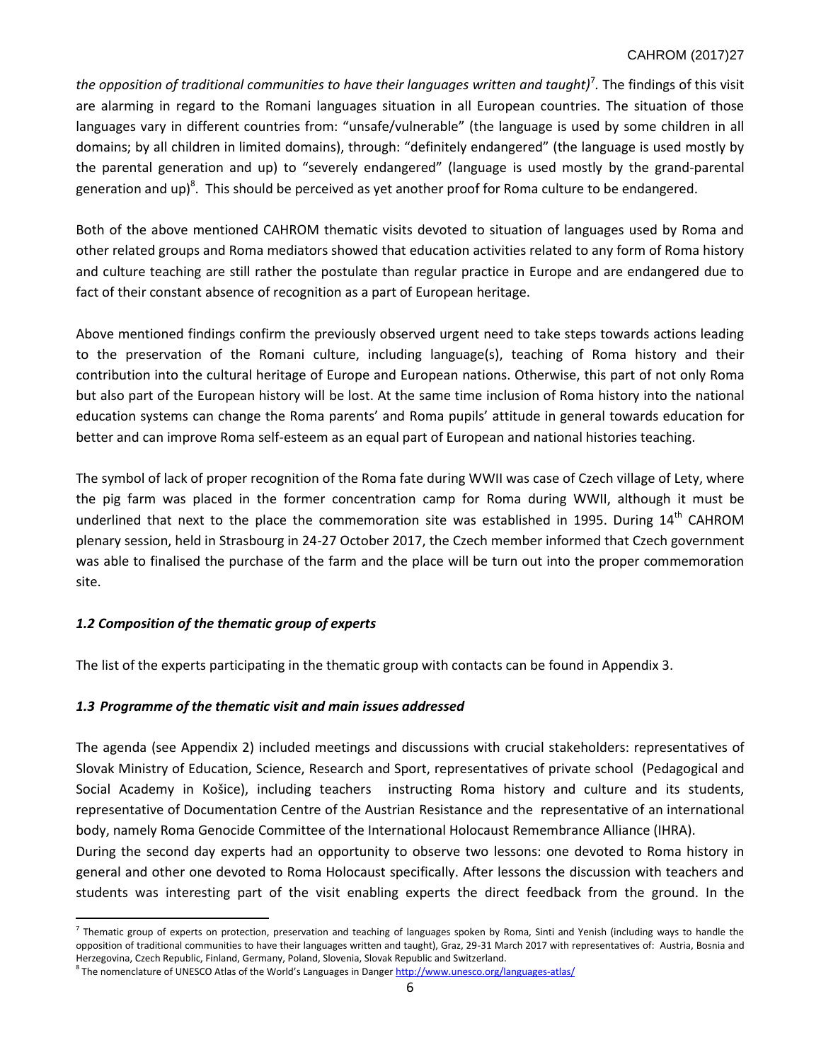*the opposition of traditional communities to have their languages written and taught)*[7]. The findings of this visit are alarming in regard to the Romani languages situation in all European countries. The situation of those languages vary in different countries from: "unsafe/vulnerable" (the language is used by some children in all domains; by all children in limited domains), through: "definitely endangered" (the language is used mostly by the parental generation and up) to "severely endangered" (language is used mostly by the grand-parental generation and up)[8]. This should be perceived as yet another proof for Roma culture to be endangered.

Both of the above mentioned CAHROM thematic visits devoted to situation of languages used by Roma and other related groups and Roma mediators showed that education activities related to any form of Roma history and culture teaching are still rather the postulate than regular practice in Europe and are endangered due to fact of their constant absence of recognition as a part of European heritage.

Above mentioned findings confirm the previously observed urgent need to take steps towards actions leading to the preservation of the Romani culture, including language(s), teaching of Roma history and their contribution into the cultural heritage of Europe and European nations. Otherwise, this part of not only Roma but also part of the European history will be lost. At the same time inclusion of Roma history into the national education systems can change the Roma parents' and Roma pupils' attitude in general towards education for better and can improve Roma self-esteem as an equal part of European and national histories teaching.

The symbol of lack of proper recognition of the Roma fate during WWII was case of Czech village of Lety, where the pig farm was placed in the former concentration camp for Roma during WWII, although it must be underlined that next to the place the commemoration site was established in 1995. During 14th CAHROM plenary session, held in Strasbourg in 24-27 October 2017, the Czech member informed that Czech government was able to finalised the purchase of the farm and the place will be turn out into the proper commemoration site.

### *1.2 Composition of the thematic group of experts*

The list of the experts participating in the thematic group with contacts can be found in Appendix 3.

### *1.3 Programme of the thematic visit and main issues addressed*

The agenda (see Appendix 2) included meetings and discussions with crucial stakeholders: representatives of Slovak Ministry of Education, Science, Research and Sport, representatives of private school (Pedagogical and Social Academy in Košice), including teachers instructing Roma history and culture and its students, representative of Documentation Centre of the Austrian Resistance and the representative of an international body, namely Roma Genocide Committee of the International Holocaust Remembrance Alliance (IHRA).

During the second day experts had an opportunity to observe two lessons: one devoted to Roma history in general and other one devoted to Roma Holocaust specifically. After lessons the discussion with teachers and students was interesting part of the visit enabling experts the direct feedback from the ground. In the

---

[7] Thematic group of experts on protection, preservation and teaching of languages spoken by Roma, Sinti and Yenish (including ways to handle the opposition of traditional communities to have their languages written and taught), Graz, 29-31 March 2017 with representatives of: Austria, Bosnia and Herzegovina, Czech Republic, Finland, Germany, Poland, Slovenia, Slovak Republic and Switzerland.

[8] The nomenclature of UNESCO Atlas of the World's Languages in Danger http://www.unesco.org/languages-atlas/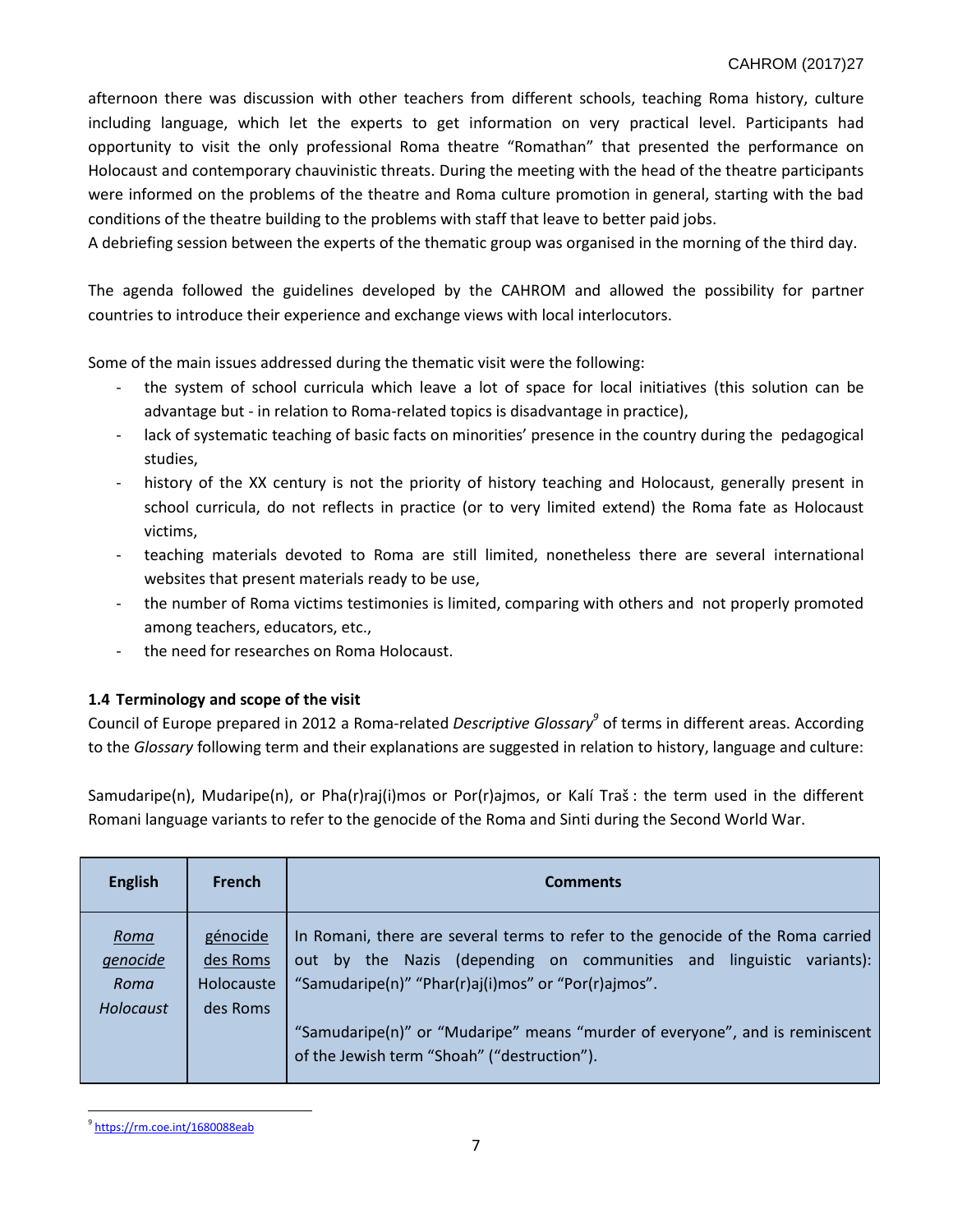afternoon there was discussion with other teachers from different schools, teaching Roma history, culture including language, which let the experts to get information on very practical level. Participants had opportunity to visit the only professional Roma theatre "Romathan" that presented the performance on Holocaust and contemporary chauvinistic threats. During the meeting with the head of the theatre participants were informed on the problems of the theatre and Roma culture promotion in general, starting with the bad conditions of the theatre building to the problems with staff that leave to better paid jobs.

A debriefing session between the experts of the thematic group was organised in the morning of the third day.

The agenda followed the guidelines developed by the CAHROM and allowed the possibility for partner countries to introduce their experience and exchange views with local interlocutors.

Some of the main issues addressed during the thematic visit were the following:

- the system of school curricula which leave a lot of space for local initiatives (this solution can be advantage but - in relation to Roma-related topics is disadvantage in practice),
- lack of systematic teaching of basic facts on minorities' presence in the country during the pedagogical studies,
- history of the XX century is not the priority of history teaching and Holocaust, generally present in school curricula, do not reflects in practice (or to very limited extend) the Roma fate as Holocaust victims,
- teaching materials devoted to Roma are still limited, nonetheless there are several international websites that present materials ready to be use,
- the number of Roma victims testimonies is limited, comparing with others and not properly promoted among teachers, educators, etc.,
- the need for researches on Roma Holocaust.

### 1.4 Terminology and scope of the visit

Council of Europe prepared in 2012 a Roma-related *Descriptive Glossary*[9] of terms in different areas. According to the *Glossary* following term and their explanations are suggested in relation to history, language and culture:

Samudaripe(n), Mudaripe(n), or Pha(r)raj(i)mos or Por(r)ajmos, or Kalí Traš : the term used in the different Romani language variants to refer to the genocide of the Roma and Sinti during the Second World War.

| English | French | Comments |
|---|---|---|
| *Roma genocide* *Roma Holocaust* | génocide des Roms Holocauste des Roms | In Romani, there are several terms to refer to the genocide of the Roma carried out by the Nazis (depending on communities and linguistic variants): "Samudaripe(n)" "Phar(r)aj(i)mos" or "Por(r)ajmos". "Samudaripe(n)" or "Mudaripe" means "murder of everyone", and is reminiscent of the Jewish term "Shoah" ("destruction"). |

[9] https://rm.coe.int/1680088eab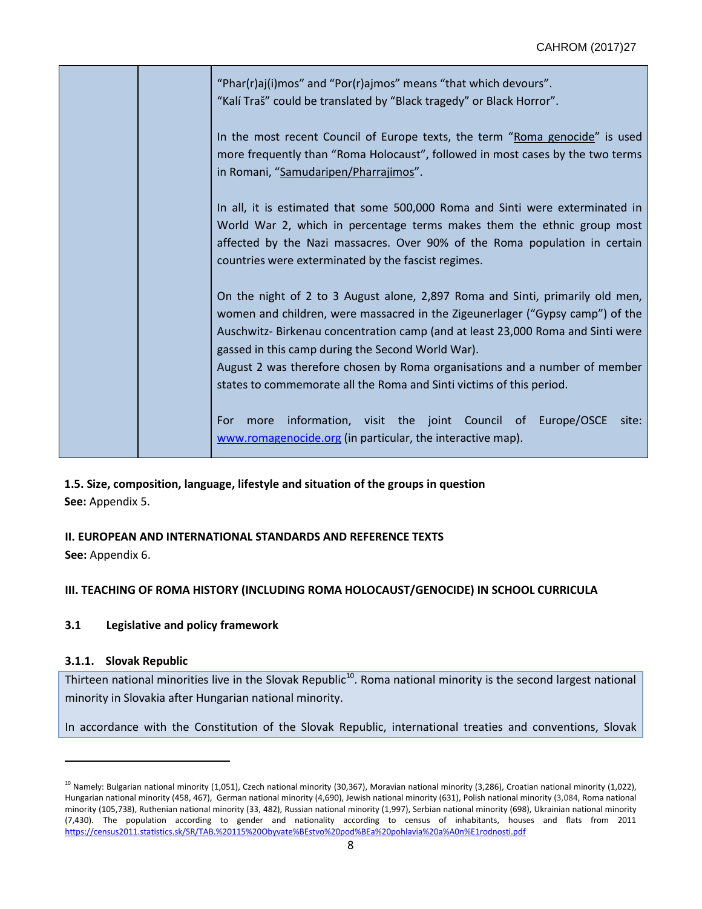| | | "Phar(r)aj(i)mos" and "Por(r)ajmos" means "that which devours".<br>"Kalí Traš" could be translated by "Black tragedy" or Black Horror".<br><br>In the most recent Council of Europe texts, the term "Roma genocide" is used more frequently than "Roma Holocaust", followed in most cases by the two terms in Romani, "Samudaripen/Pharrajimos".<br><br>In all, it is estimated that some 500,000 Roma and Sinti were exterminated in World War 2, which in percentage terms makes them the ethnic group most affected by the Nazi massacres. Over 90% of the Roma population in certain countries were exterminated by the fascist regimes.<br><br>On the night of 2 to 3 August alone, 2,897 Roma and Sinti, primarily old men, women and children, were massacred in the Zigeunerlager ("Gypsy camp") of the Auschwitz- Birkenau concentration camp (and at least 23,000 Roma and Sinti were gassed in this camp during the Second World War).<br>August 2 was therefore chosen by Roma organisations and a number of member states to commemorate all the Roma and Sinti victims of this period.<br><br>For more information, visit the joint Council of Europe/OSCE site: www.romagenocide.org (in particular, the interactive map). |
|---|---|---|

**1.5. Size, composition, language, lifestyle and situation of the groups in question**

**See:** Appendix 5.

## II. EUROPEAN AND INTERNATIONAL STANDARDS AND REFERENCE TEXTS

**See:** Appendix 6.

## III. TEACHING OF ROMA HISTORY (INCLUDING ROMA HOLOCAUST/GENOCIDE) IN SCHOOL CURRICULA

### 3.1 Legislative and policy framework

#### 3.1.1. Slovak Republic

Thirteen national minorities live in the Slovak Republic[10]. Roma national minority is the second largest national minority in Slovakia after Hungarian national minority.

In accordance with the Constitution of the Slovak Republic, international treaties and conventions, Slovak

---

[10] Namely: Bulgarian national minority (1,051), Czech national minority (30,367), Moravian national minority (3,286), Croatian national minority (1,022), Hungarian national minority (458, 467), German national minority (4,690), Jewish national minority (631), Polish national minority (3,084, Roma national minority (105,738), Ruthenian national minority (33, 482), Russian national minority (1,997), Serbian national minority (698), Ukrainian national minority (7,430). The population according to gender and nationality according to census of inhabitants, houses and flats from 2011 https://census2011.statistics.sk/SR/TAB.%20115%20Obyvate%BEstvo%20pod%BEa%20pohlavia%20a%A0n%E1rodnosti.pdf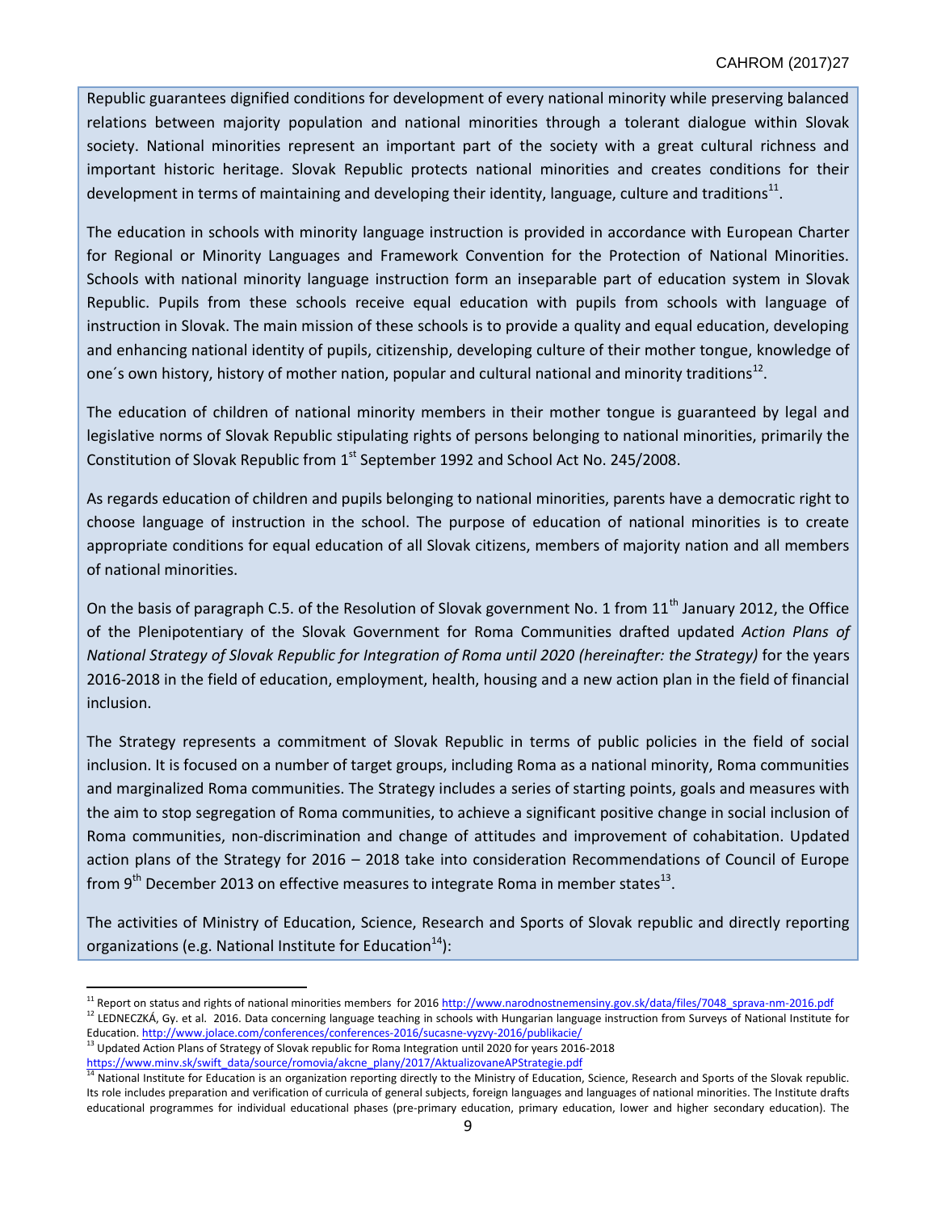Republic guarantees dignified conditions for development of every national minority while preserving balanced relations between majority population and national minorities through a tolerant dialogue within Slovak society. National minorities represent an important part of the society with a great cultural richness and important historic heritage. Slovak Republic protects national minorities and creates conditions for their development in terms of maintaining and developing their identity, language, culture and traditions[11].

The education in schools with minority language instruction is provided in accordance with European Charter for Regional or Minority Languages and Framework Convention for the Protection of National Minorities. Schools with national minority language instruction form an inseparable part of education system in Slovak Republic. Pupils from these schools receive equal education with pupils from schools with language of instruction in Slovak. The main mission of these schools is to provide a quality and equal education, developing and enhancing national identity of pupils, citizenship, developing culture of their mother tongue, knowledge of one´s own history, history of mother nation, popular and cultural national and minority traditions[12].

The education of children of national minority members in their mother tongue is guaranteed by legal and legislative norms of Slovak Republic stipulating rights of persons belonging to national minorities, primarily the Constitution of Slovak Republic from 1st September 1992 and School Act No. 245/2008.

As regards education of children and pupils belonging to national minorities, parents have a democratic right to choose language of instruction in the school. The purpose of education of national minorities is to create appropriate conditions for equal education of all Slovak citizens, members of majority nation and all members of national minorities.

On the basis of paragraph C.5. of the Resolution of Slovak government No. 1 from 11th January 2012, the Office of the Plenipotentiary of the Slovak Government for Roma Communities drafted updated *Action Plans of National Strategy of Slovak Republic for Integration of Roma until 2020 (hereinafter: the Strategy)* for the years 2016-2018 in the field of education, employment, health, housing and a new action plan in the field of financial inclusion.

The Strategy represents a commitment of Slovak Republic in terms of public policies in the field of social inclusion. It is focused on a number of target groups, including Roma as a national minority, Roma communities and marginalized Roma communities. The Strategy includes a series of starting points, goals and measures with the aim to stop segregation of Roma communities, to achieve a significant positive change in social inclusion of Roma communities, non-discrimination and change of attitudes and improvement of cohabitation. Updated action plans of the Strategy for 2016 – 2018 take into consideration Recommendations of Council of Europe from 9th December 2013 on effective measures to integrate Roma in member states[13].

The activities of Ministry of Education, Science, Research and Sports of Slovak republic and directly reporting organizations (e.g. National Institute for Education[14]):

---

[11] Report on status and rights of national minorities members for 2016 http://www.narodnostnemensiny.gov.sk/data/files/7048_sprava-nm-2016.pdf

[12] LEDNECZKÁ, Gy. et al. 2016. Data concerning language teaching in schools with Hungarian language instruction from Surveys of National Institute for Education. http://www.jolace.com/conferences/conferences-2016/sucasne-vyzvy-2016/publikacie/

[13] Updated Action Plans of Strategy of Slovak republic for Roma Integration until 2020 for years 2016-2018 https://www.minv.sk/swift_data/source/romovia/akcne_plany/2017/AktualizovaneAPStrategie.pdf

[14] National Institute for Education is an organization reporting directly to the Ministry of Education, Science, Research and Sports of the Slovak republic. Its role includes preparation and verification of curricula of general subjects, foreign languages and languages of national minorities. The Institute drafts educational programmes for individual educational phases (pre-primary education, primary education, lower and higher secondary education). The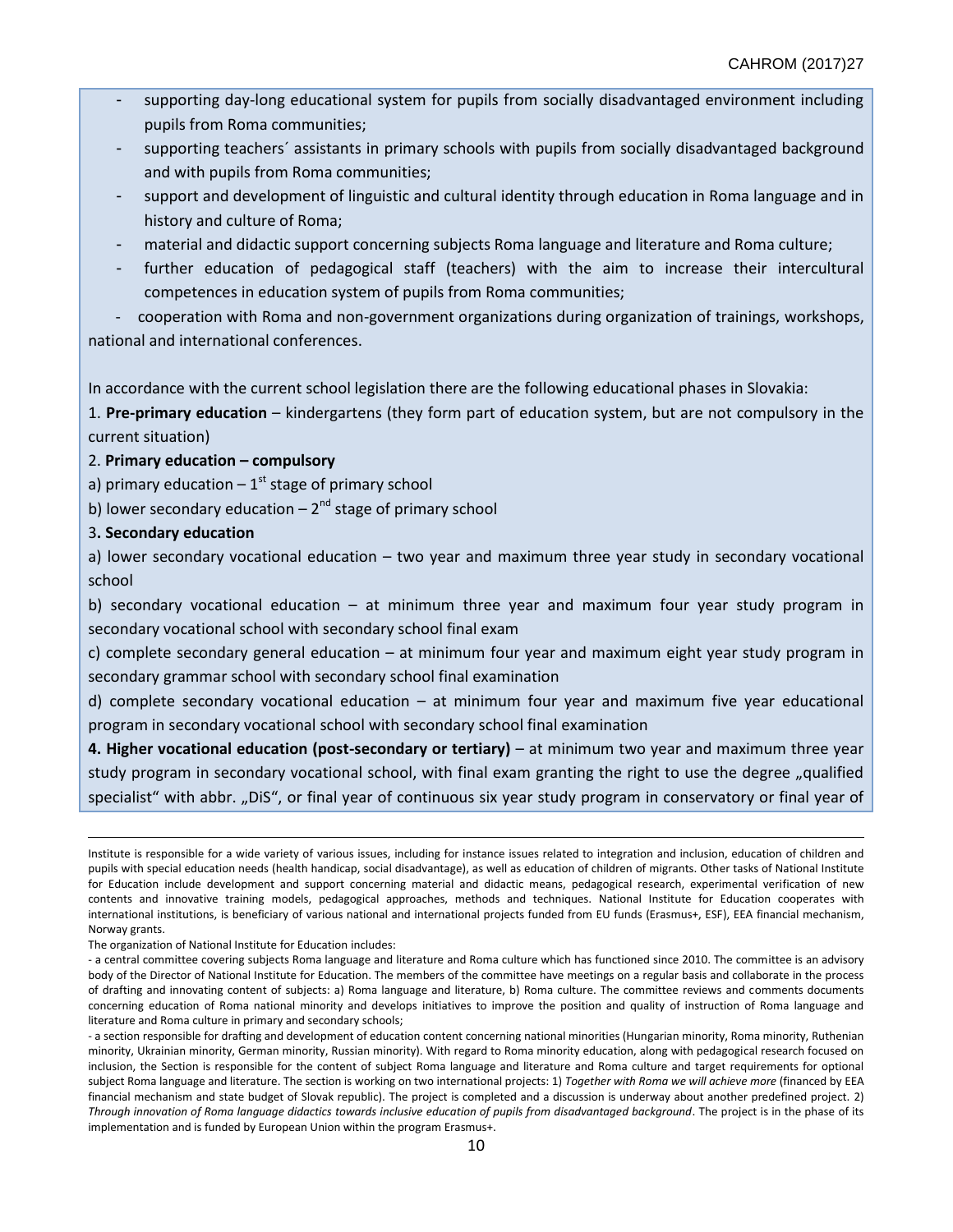- supporting day-long educational system for pupils from socially disadvantaged environment including pupils from Roma communities;
- supporting teachers´ assistants in primary schools with pupils from socially disadvantaged background and with pupils from Roma communities;
- support and development of linguistic and cultural identity through education in Roma language and in history and culture of Roma;
- material and didactic support concerning subjects Roma language and literature and Roma culture;
- further education of pedagogical staff (teachers) with the aim to increase their intercultural competences in education system of pupils from Roma communities;
- cooperation with Roma and non-government organizations during organization of trainings, workshops, national and international conferences.

In accordance with the current school legislation there are the following educational phases in Slovakia:

1. **Pre-primary education** – kindergartens (they form part of education system, but are not compulsory in the current situation)

2. **Primary education – compulsory**

a) primary education – 1st stage of primary school

b) lower secondary education – 2nd stage of primary school

3. **Secondary education**

a) lower secondary vocational education – two year and maximum three year study in secondary vocational school

b) secondary vocational education – at minimum three year and maximum four year study program in secondary vocational school with secondary school final exam

c) complete secondary general education – at minimum four year and maximum eight year study program in secondary grammar school with secondary school final examination

d) complete secondary vocational education – at minimum four year and maximum five year educational program in secondary vocational school with secondary school final examination

**4. Higher vocational education (post-secondary or tertiary)** – at minimum two year and maximum three year study program in secondary vocational school, with final exam granting the right to use the degree „qualified specialist" with abbr. „DiS", or final year of continuous six year study program in conservatory or final year of

---

Institute is responsible for a wide variety of various issues, including for instance issues related to integration and inclusion, education of children and pupils with special education needs (health handicap, social disadvantage), as well as education of children of migrants. Other tasks of National Institute for Education include development and support concerning material and didactic means, pedagogical research, experimental verification of new contents and innovative training models, pedagogical approaches, methods and techniques. National Institute for Education cooperates with international institutions, is beneficiary of various national and international projects funded from EU funds (Erasmus+, ESF), EEA financial mechanism, Norway grants.

The organization of National Institute for Education includes:

- a central committee covering subjects Roma language and literature and Roma culture which has functioned since 2010. The committee is an advisory body of the Director of National Institute for Education. The members of the committee have meetings on a regular basis and collaborate in the process of drafting and innovating content of subjects: a) Roma language and literature, b) Roma culture. The committee reviews and comments documents concerning education of Roma national minority and develops initiatives to improve the position and quality of instruction of Roma language and literature and Roma culture in primary and secondary schools;

- a section responsible for drafting and development of education content concerning national minorities (Hungarian minority, Roma minority, Ruthenian minority, Ukrainian minority, German minority, Russian minority). With regard to Roma minority education, along with pedagogical research focused on inclusion, the Section is responsible for the content of subject Roma language and literature and Roma culture and target requirements for optional subject Roma language and literature. The section is working on two international projects: 1) *Together with Roma we will achieve more* (financed by EEA financial mechanism and state budget of Slovak republic). The project is completed and a discussion is underway about another predefined project. 2) *Through innovation of Roma language didactics towards inclusive education of pupils from disadvantaged background*. The project is in the phase of its implementation and is funded by European Union within the program Erasmus+.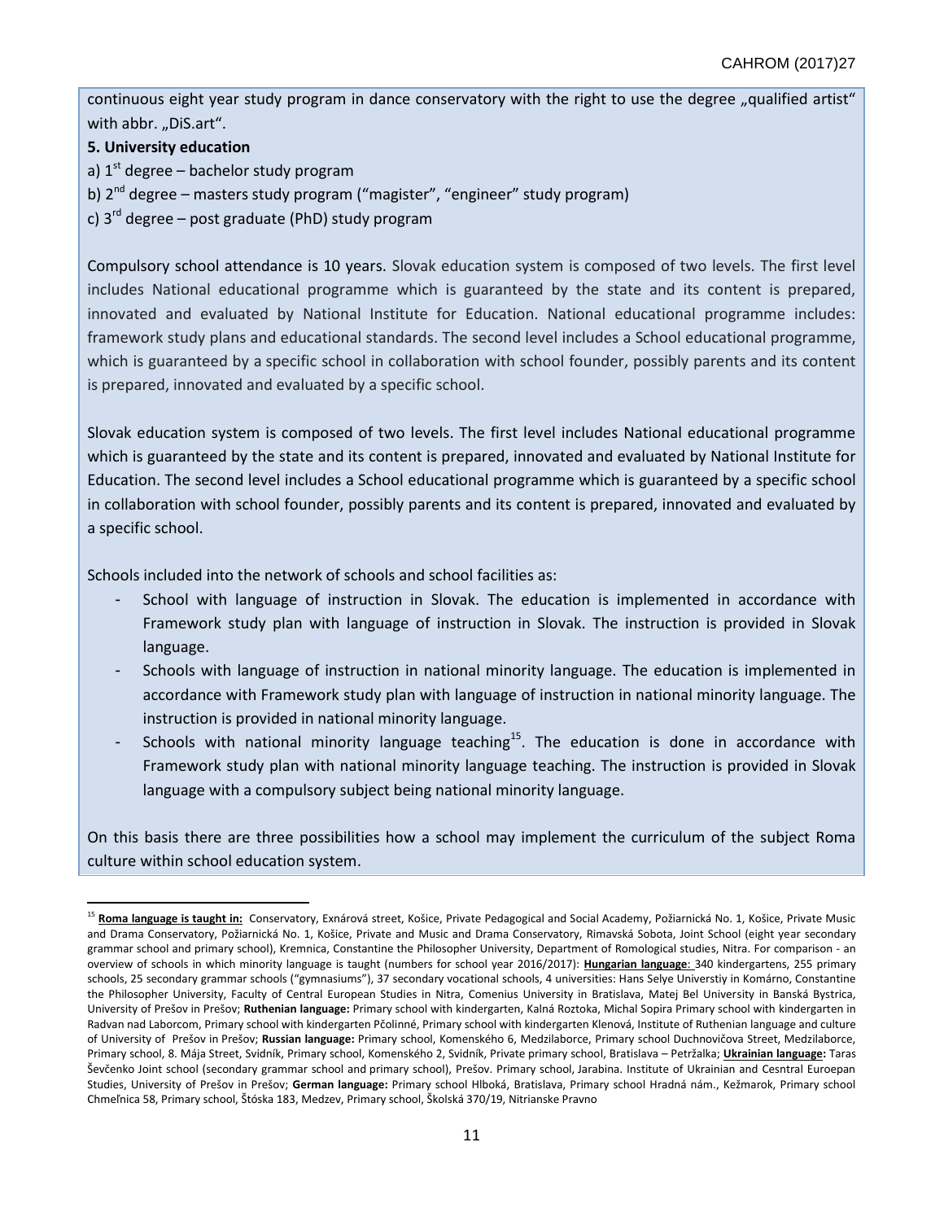continuous eight year study program in dance conservatory with the right to use the degree „qualified artist“ with abbr. „DiS.art“.

**5. University education**

a) 1st degree – bachelor study program

b) 2nd degree – masters study program (“magister”, “engineer” study program)

c) 3rd degree – post graduate (PhD) study program

Compulsory school attendance is 10 years. Slovak education system is composed of two levels. The first level includes National educational programme which is guaranteed by the state and its content is prepared, innovated and evaluated by National Institute for Education. National educational programme includes: framework study plans and educational standards. The second level includes a School educational programme, which is guaranteed by a specific school in collaboration with school founder, possibly parents and its content is prepared, innovated and evaluated by a specific school.

Slovak education system is composed of two levels. The first level includes National educational programme which is guaranteed by the state and its content is prepared, innovated and evaluated by National Institute for Education. The second level includes a School educational programme which is guaranteed by a specific school in collaboration with school founder, possibly parents and its content is prepared, innovated and evaluated by a specific school.

Schools included into the network of schools and school facilities as:

- School with language of instruction in Slovak. The education is implemented in accordance with Framework study plan with language of instruction in Slovak. The instruction is provided in Slovak language.
- Schools with language of instruction in national minority language. The education is implemented in accordance with Framework study plan with language of instruction in national minority language. The instruction is provided in national minority language.
- Schools with national minority language teaching[15]. The education is done in accordance with Framework study plan with national minority language teaching. The instruction is provided in Slovak language with a compulsory subject being national minority language.

On this basis there are three possibilities how a school may implement the curriculum of the subject Roma culture within school education system.

---

[15] **Roma language is taught in:** Conservatory, Exnárová street, Košice, Private Pedagogical and Social Academy, Požiarnická No. 1, Košice, Private Music and Drama Conservatory, Požiarnická No. 1, Košice, Private and Music and Drama Conservatory, Rimavská Sobota, Joint School (eight year secondary grammar school and primary school), Kremnica, Constantine the Philosopher University, Department of Romological studies, Nitra. For comparison - an overview of schools in which minority language is taught (numbers for school year 2016/2017): **Hungarian language**: 340 kindergartens, 255 primary schools, 25 secondary grammar schools (“gymnasiums”), 37 secondary vocational schools, 4 universities: Hans Selye Universtiy in Komárno, Constantine the Philosopher University, Faculty of Central European Studies in Nitra, Comenius University in Bratislava, Matej Bel University in Banská Bystrica, University of Prešov in Prešov; **Ruthenian language:** Primary school with kindergarten, Kalná Roztoka, Michal Sopira Primary school with kindergarten in Radvan nad Laborcom, Primary school with kindergarten Pčolinné, Primary school with kindergarten Klenová, Institute of Ruthenian language and culture of University of Prešov in Prešov; **Russian language:** Primary school, Komenského 6, Medzilaborce, Primary school Duchnovičova Street, Medzilaborce, Primary school, 8. Mája Street, Svidník, Primary school, Komenského 2, Svidník, Private primary school, Bratislava – Petržalka; **Ukrainian language:** Taras Ševčenko Joint school (secondary grammar school and primary school), Prešov. Primary school, Jarabina. Institute of Ukrainian and Cesntral Euroepan Studies, University of Prešov in Prešov; **German language:** Primary school Hlboká, Bratislava, Primary school Hradná nám., Kežmarok, Primary school Chmeľnica 58, Primary school, Štóska 183, Medzev, Primary school, Školská 370/19, Nitrianske Pravno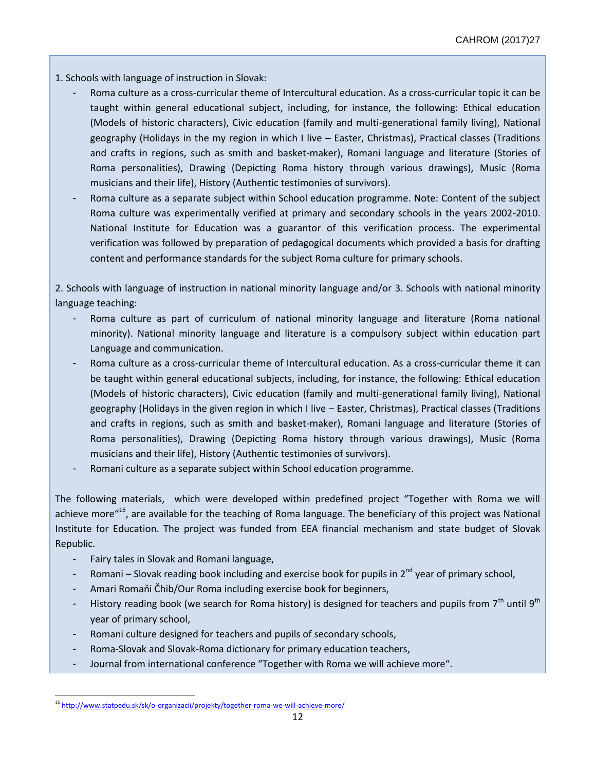1. Schools with language of instruction in Slovak:

- Roma culture as a cross-curricular theme of Intercultural education. As a cross-curricular topic it can be taught within general educational subject, including, for instance, the following: Ethical education (Models of historic characters), Civic education (family and multi-generational family living), National geography (Holidays in the my region in which I live – Easter, Christmas), Practical classes (Traditions and crafts in regions, such as smith and basket-maker), Romani language and literature (Stories of Roma personalities), Drawing (Depicting Roma history through various drawings), Music (Roma musicians and their life), History (Authentic testimonies of survivors).
- Roma culture as a separate subject within School education programme. Note: Content of the subject Roma culture was experimentally verified at primary and secondary schools in the years 2002-2010. National Institute for Education was a guarantor of this verification process. The experimental verification was followed by preparation of pedagogical documents which provided a basis for drafting content and performance standards for the subject Roma culture for primary schools.

2. Schools with language of instruction in national minority language and/or 3. Schools with national minority language teaching:

- Roma culture as part of curriculum of national minority language and literature (Roma national minority). National minority language and literature is a compulsory subject within education part Language and communication.
- Roma culture as a cross-curricular theme of Intercultural education. As a cross-curricular theme it can be taught within general educational subjects, including, for instance, the following: Ethical education (Models of historic characters), Civic education (family and multi-generational family living), National geography (Holidays in the given region in which I live – Easter, Christmas), Practical classes (Traditions and crafts in regions, such as smith and basket-maker), Romani language and literature (Stories of Roma personalities), Drawing (Depicting Roma history through various drawings), Music (Roma musicians and their life), History (Authentic testimonies of survivors).
- Romani culture as a separate subject within School education programme.

The following materials, which were developed within predefined project "Together with Roma we will achieve more"[16], are available for the teaching of Roma language. The beneficiary of this project was National Institute for Education. The project was funded from EEA financial mechanism and state budget of Slovak Republic.

- Fairy tales in Slovak and Romani language,
- Romani – Slovak reading book including and exercise book for pupils in 2nd year of primary school,
- Amari Romaňi Čhib/Our Roma including exercise book for beginners,
- History reading book (we search for Roma history) is designed for teachers and pupils from 7th until 9th year of primary school,
- Romani culture designed for teachers and pupils of secondary schools,
- Roma-Slovak and Slovak-Roma dictionary for primary education teachers,
- Journal from international conference "Together with Roma we will achieve more".

[16] http://www.statpedu.sk/sk/o-organizacii/projekty/together-roma-we-will-achieve-more/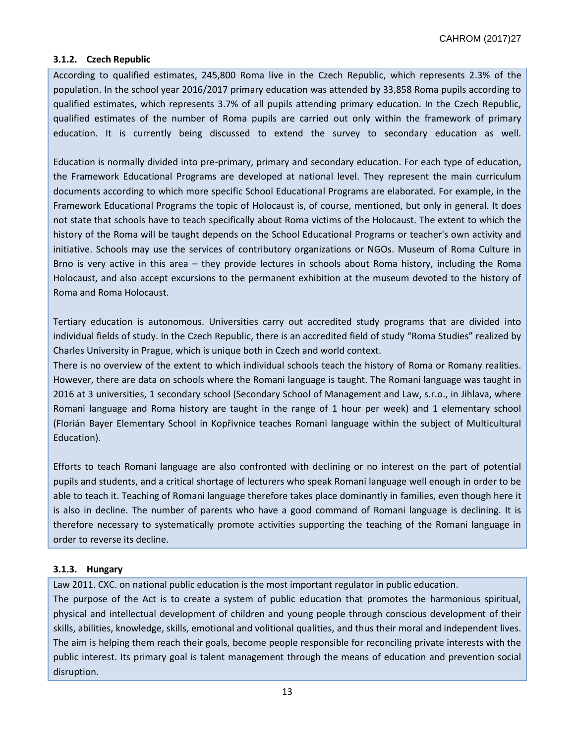### 3.1.2. Czech Republic

According to qualified estimates, 245,800 Roma live in the Czech Republic, which represents 2.3% of the population. In the school year 2016/2017 primary education was attended by 33,858 Roma pupils according to qualified estimates, which represents 3.7% of all pupils attending primary education. In the Czech Republic, qualified estimates of the number of Roma pupils are carried out only within the framework of primary education. It is currently being discussed to extend the survey to secondary education as well.

Education is normally divided into pre-primary, primary and secondary education. For each type of education, the Framework Educational Programs are developed at national level. They represent the main curriculum documents according to which more specific School Educational Programs are elaborated. For example, in the Framework Educational Programs the topic of Holocaust is, of course, mentioned, but only in general. It does not state that schools have to teach specifically about Roma victims of the Holocaust. The extent to which the history of the Roma will be taught depends on the School Educational Programs or teacher's own activity and initiative. Schools may use the services of contributory organizations or NGOs. Museum of Roma Culture in Brno is very active in this area – they provide lectures in schools about Roma history, including the Roma Holocaust, and also accept excursions to the permanent exhibition at the museum devoted to the history of Roma and Roma Holocaust.

Tertiary education is autonomous. Universities carry out accredited study programs that are divided into individual fields of study. In the Czech Republic, there is an accredited field of study "Roma Studies" realized by Charles University in Prague, which is unique both in Czech and world context.

There is no overview of the extent to which individual schools teach the history of Roma or Romany realities. However, there are data on schools where the Romani language is taught. The Romani language was taught in 2016 at 3 universities, 1 secondary school (Secondary School of Management and Law, s.r.o., in Jihlava, where Romani language and Roma history are taught in the range of 1 hour per week) and 1 elementary school (Florián Bayer Elementary School in Kopřivnice teaches Romani language within the subject of Multicultural Education).

Efforts to teach Romani language are also confronted with declining or no interest on the part of potential pupils and students, and a critical shortage of lecturers who speak Romani language well enough in order to be able to teach it. Teaching of Romani language therefore takes place dominantly in families, even though here it is also in decline. The number of parents who have a good command of Romani language is declining. It is therefore necessary to systematically promote activities supporting the teaching of the Romani language in order to reverse its decline.

### 3.1.3. Hungary

Law 2011. CXC. on national public education is the most important regulator in public education.

The purpose of the Act is to create a system of public education that promotes the harmonious spiritual, physical and intellectual development of children and young people through conscious development of their skills, abilities, knowledge, skills, emotional and volitional qualities, and thus their moral and independent lives. The aim is helping them reach their goals, become people responsible for reconciling private interests with the public interest. Its primary goal is talent management through the means of education and prevention social disruption.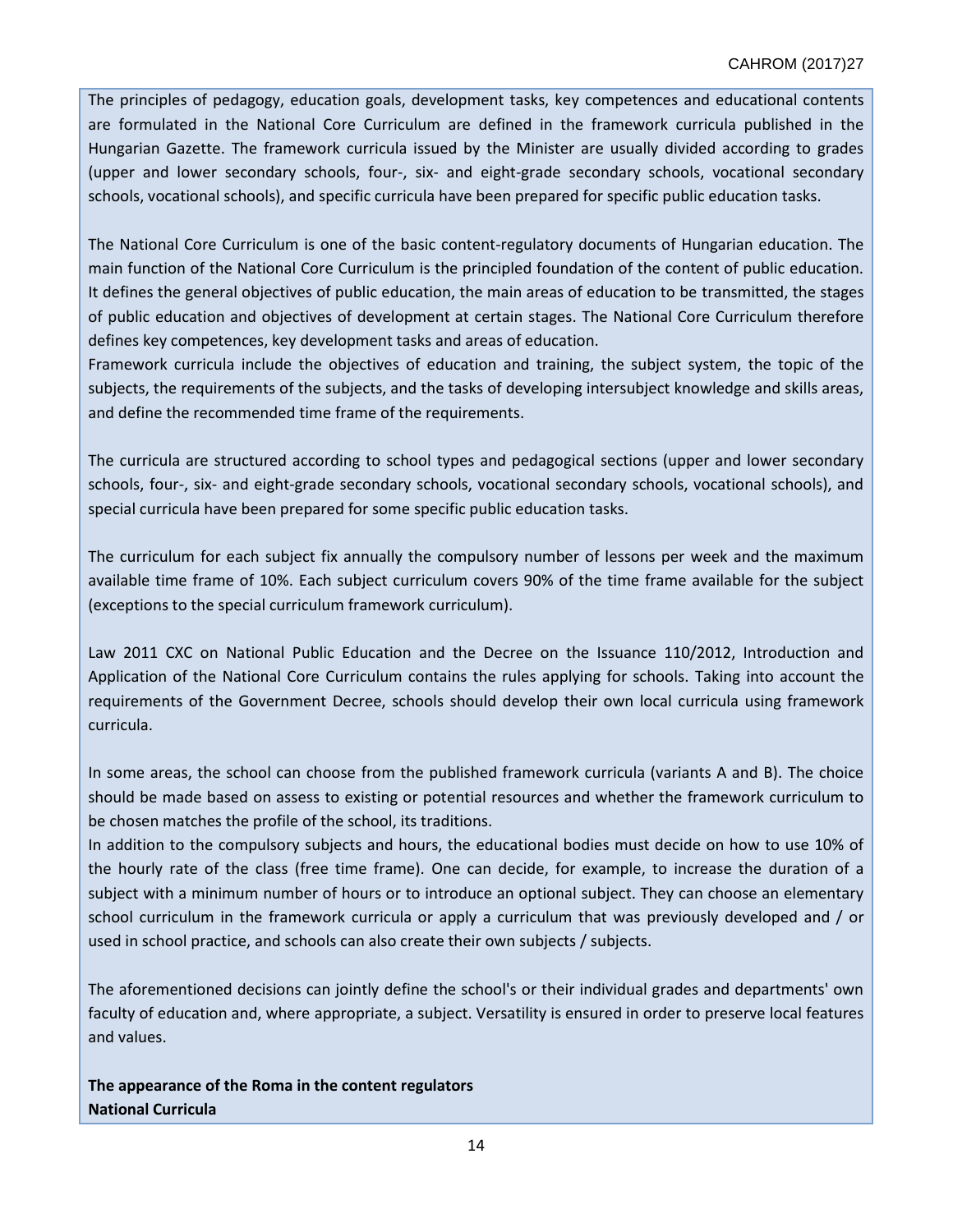The principles of pedagogy, education goals, development tasks, key competences and educational contents are formulated in the National Core Curriculum are defined in the framework curricula published in the Hungarian Gazette. The framework curricula issued by the Minister are usually divided according to grades (upper and lower secondary schools, four-, six- and eight-grade secondary schools, vocational secondary schools, vocational schools), and specific curricula have been prepared for specific public education tasks.

The National Core Curriculum is one of the basic content-regulatory documents of Hungarian education. The main function of the National Core Curriculum is the principled foundation of the content of public education. It defines the general objectives of public education, the main areas of education to be transmitted, the stages of public education and objectives of development at certain stages. The National Core Curriculum therefore defines key competences, key development tasks and areas of education.
Framework curricula include the objectives of education and training, the subject system, the topic of the subjects, the requirements of the subjects, and the tasks of developing intersubject knowledge and skills areas, and define the recommended time frame of the requirements.

The curricula are structured according to school types and pedagogical sections (upper and lower secondary schools, four-, six- and eight-grade secondary schools, vocational secondary schools, vocational schools), and special curricula have been prepared for some specific public education tasks.

The curriculum for each subject fix annually the compulsory number of lessons per week and the maximum available time frame of 10%. Each subject curriculum covers 90% of the time frame available for the subject (exceptions to the special curriculum framework curriculum).

Law 2011 CXC on National Public Education and the Decree on the Issuance 110/2012, Introduction and Application of the National Core Curriculum contains the rules applying for schools. Taking into account the requirements of the Government Decree, schools should develop their own local curricula using framework curricula.

In some areas, the school can choose from the published framework curricula (variants A and B). The choice should be made based on assess to existing or potential resources and whether the framework curriculum to be chosen matches the profile of the school, its traditions.
In addition to the compulsory subjects and hours, the educational bodies must decide on how to use 10% of the hourly rate of the class (free time frame). One can decide, for example, to increase the duration of a subject with a minimum number of hours or to introduce an optional subject. They can choose an elementary school curriculum in the framework curricula or apply a curriculum that was previously developed and / or used in school practice, and schools can also create their own subjects / subjects.

The aforementioned decisions can jointly define the school's or their individual grades and departments' own faculty of education and, where appropriate, a subject. Versatility is ensured in order to preserve local features and values.

**The appearance of the Roma in the content regulators**
**National Curricula**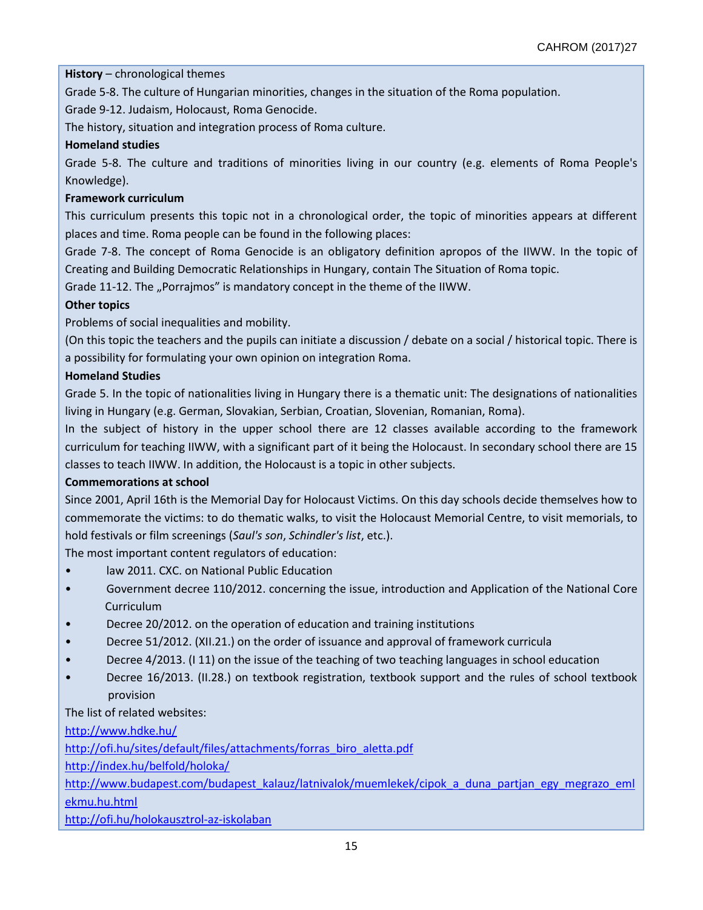**History** – chronological themes

Grade 5-8. The culture of Hungarian minorities, changes in the situation of the Roma population.

Grade 9-12. Judaism, Holocaust, Roma Genocide.

The history, situation and integration process of Roma culture.

**Homeland studies**

Grade 5-8. The culture and traditions of minorities living in our country (e.g. elements of Roma People's Knowledge).

**Framework curriculum**

This curriculum presents this topic not in a chronological order, the topic of minorities appears at different places and time. Roma people can be found in the following places:

Grade 7-8. The concept of Roma Genocide is an obligatory definition apropos of the IIWW. In the topic of Creating and Building Democratic Relationships in Hungary, contain The Situation of Roma topic.

Grade 11-12. The „Porrajmos" is mandatory concept in the theme of the IIWW.

**Other topics**

Problems of social inequalities and mobility.

(On this topic the teachers and the pupils can initiate a discussion / debate on a social / historical topic. There is a possibility for formulating your own opinion on integration Roma.

**Homeland Studies**

Grade 5. In the topic of nationalities living in Hungary there is a thematic unit: The designations of nationalities living in Hungary (e.g. German, Slovakian, Serbian, Croatian, Slovenian, Romanian, Roma).

In the subject of history in the upper school there are 12 classes available according to the framework curriculum for teaching IIWW, with a significant part of it being the Holocaust. In secondary school there are 15 classes to teach IIWW. In addition, the Holocaust is a topic in other subjects.

**Commemorations at school**

Since 2001, April 16th is the Memorial Day for Holocaust Victims. On this day schools decide themselves how to commemorate the victims: to do thematic walks, to visit the Holocaust Memorial Centre, to visit memorials, to hold festivals or film screenings (*Saul's son*, *Schindler's list*, etc.).

The most important content regulators of education:

- law 2011. CXC. on National Public Education
- Government decree 110/2012. concerning the issue, introduction and Application of the National Core Curriculum
- Decree 20/2012. on the operation of education and training institutions
- Decree 51/2012. (XII.21.) on the order of issuance and approval of framework curricula
- Decree 4/2013. (I 11) on the issue of the teaching of two teaching languages in school education
- Decree 16/2013. (II.28.) on textbook registration, textbook support and the rules of school textbook provision

The list of related websites:

http://www.hdke.hu/

http://ofi.hu/sites/default/files/attachments/forras_biro_aletta.pdf

http://index.hu/belfold/holoka/

http://www.budapest.com/budapest_kalauz/latnivalok/muemlekek/cipok_a_duna_partjan_egy_megrazo_emlekmu.hu.html

http://ofi.hu/holokausztrol-az-iskolaban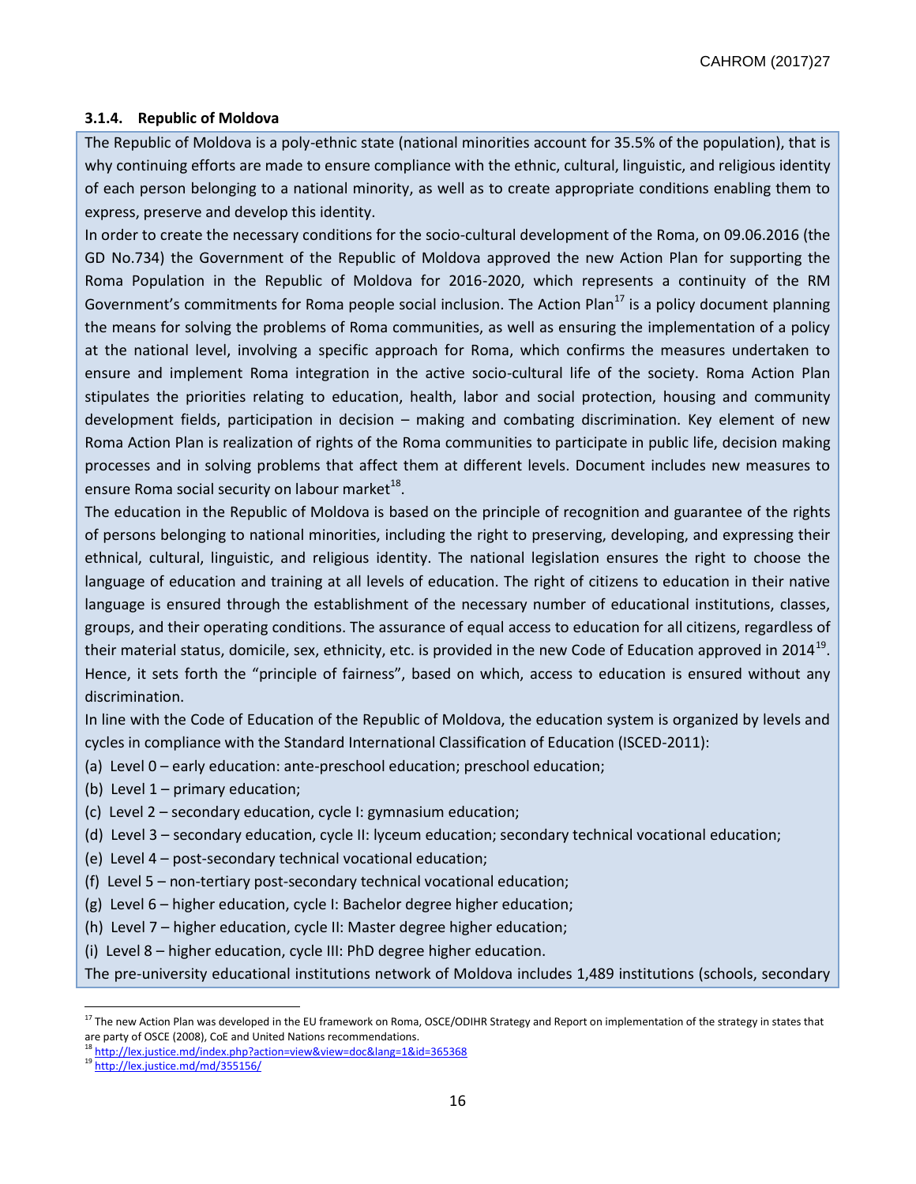### 3.1.4. Republic of Moldova

The Republic of Moldova is a poly-ethnic state (national minorities account for 35.5% of the population), that is why continuing efforts are made to ensure compliance with the ethnic, cultural, linguistic, and religious identity of each person belonging to a national minority, as well as to create appropriate conditions enabling them to express, preserve and develop this identity.

In order to create the necessary conditions for the socio-cultural development of the Roma, on 09.06.2016 (the GD No.734) the Government of the Republic of Moldova approved the new Action Plan for supporting the Roma Population in the Republic of Moldova for 2016-2020, which represents a continuity of the RM Government's commitments for Roma people social inclusion. The Action Plan[17] is a policy document planning the means for solving the problems of Roma communities, as well as ensuring the implementation of a policy at the national level, involving a specific approach for Roma, which confirms the measures undertaken to ensure and implement Roma integration in the active socio-cultural life of the society. Roma Action Plan stipulates the priorities relating to education, health, labor and social protection, housing and community development fields, participation in decision – making and combating discrimination. Key element of new Roma Action Plan is realization of rights of the Roma communities to participate in public life, decision making processes and in solving problems that affect them at different levels. Document includes new measures to ensure Roma social security on labour market[18].

The education in the Republic of Moldova is based on the principle of recognition and guarantee of the rights of persons belonging to national minorities, including the right to preserving, developing, and expressing their ethnical, cultural, linguistic, and religious identity. The national legislation ensures the right to choose the language of education and training at all levels of education. The right of citizens to education in their native language is ensured through the establishment of the necessary number of educational institutions, classes, groups, and their operating conditions. The assurance of equal access to education for all citizens, regardless of their material status, domicile, sex, ethnicity, etc. is provided in the new Code of Education approved in 2014[19]. Hence, it sets forth the "principle of fairness", based on which, access to education is ensured without any discrimination.

In line with the Code of Education of the Republic of Moldova, the education system is organized by levels and cycles in compliance with the Standard International Classification of Education (ISCED-2011):

(a) Level 0 – early education: ante-preschool education; preschool education;
(b) Level 1 – primary education;
(c) Level 2 – secondary education, cycle I: gymnasium education;
(d) Level 3 – secondary education, cycle II: lyceum education; secondary technical vocational education;
(e) Level 4 – post-secondary technical vocational education;
(f) Level 5 – non-tertiary post-secondary technical vocational education;
(g) Level 6 – higher education, cycle I: Bachelor degree higher education;
(h) Level 7 – higher education, cycle II: Master degree higher education;
(i) Level 8 – higher education, cycle III: PhD degree higher education.

The pre-university educational institutions network of Moldova includes 1,489 institutions (schools, secondary

---

[17] The new Action Plan was developed in the EU framework on Roma, OSCE/ODIHR Strategy and Report on implementation of the strategy in states that are party of OSCE (2008), CoE and United Nations recommendations.

[18] http://lex.justice.md/index.php?action=view&view=doc&lang=1&id=365368

[19] http://lex.justice.md/md/355156/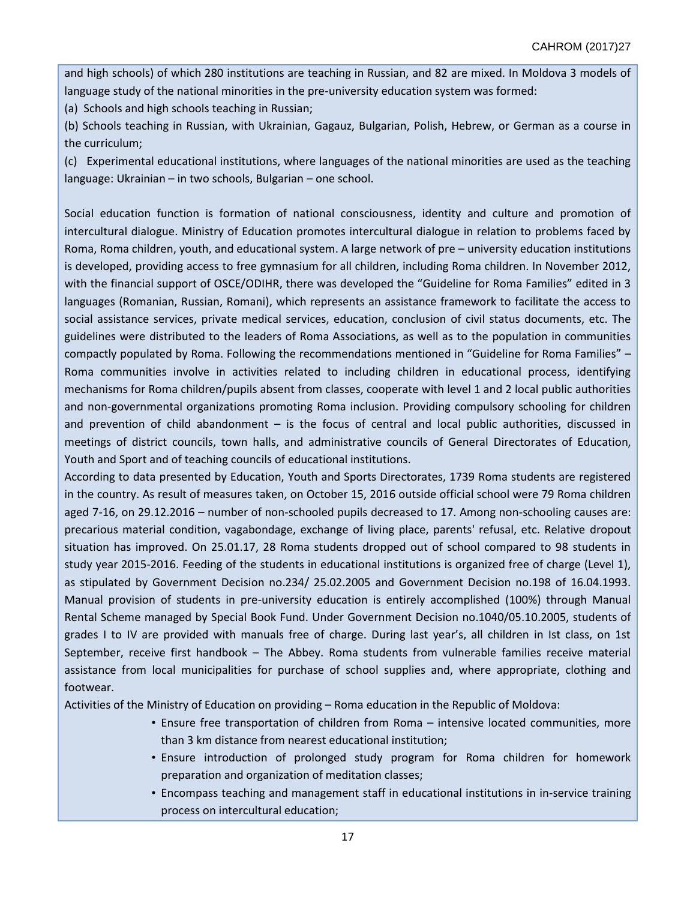and high schools) of which 280 institutions are teaching in Russian, and 82 are mixed. In Moldova 3 models of language study of the national minorities in the pre-university education system was formed:

(a) Schools and high schools teaching in Russian;

(b) Schools teaching in Russian, with Ukrainian, Gagauz, Bulgarian, Polish, Hebrew, or German as a course in the curriculum;

(c) Experimental educational institutions, where languages of the national minorities are used as the teaching language: Ukrainian – in two schools, Bulgarian – one school.

Social education function is formation of national consciousness, identity and culture and promotion of intercultural dialogue. Ministry of Education promotes intercultural dialogue in relation to problems faced by Roma, Roma children, youth, and educational system. A large network of pre – university education institutions is developed, providing access to free gymnasium for all children, including Roma children. In November 2012, with the financial support of OSCE/ODIHR, there was developed the "Guideline for Roma Families" edited in 3 languages (Romanian, Russian, Romani), which represents an assistance framework to facilitate the access to social assistance services, private medical services, education, conclusion of civil status documents, etc. The guidelines were distributed to the leaders of Roma Associations, as well as to the population in communities compactly populated by Roma. Following the recommendations mentioned in "Guideline for Roma Families" – Roma communities involve in activities related to including children in educational process, identifying mechanisms for Roma children/pupils absent from classes, cooperate with level 1 and 2 local public authorities and non-governmental organizations promoting Roma inclusion. Providing compulsory schooling for children and prevention of child abandonment – is the focus of central and local public authorities, discussed in meetings of district councils, town halls, and administrative councils of General Directorates of Education, Youth and Sport and of teaching councils of educational institutions.

According to data presented by Education, Youth and Sports Directorates, 1739 Roma students are registered in the country. As result of measures taken, on October 15, 2016 outside official school were 79 Roma children aged 7-16, on 29.12.2016 – number of non-schooled pupils decreased to 17. Among non-schooling causes are: precarious material condition, vagabondage, exchange of living place, parents' refusal, etc. Relative dropout situation has improved. On 25.01.17, 28 Roma students dropped out of school compared to 98 students in study year 2015-2016. Feeding of the students in educational institutions is organized free of charge (Level 1), as stipulated by Government Decision no.234/ 25.02.2005 and Government Decision no.198 of 16.04.1993. Manual provision of students in pre-university education is entirely accomplished (100%) through Manual Rental Scheme managed by Special Book Fund. Under Government Decision no.1040/05.10.2005, students of grades I to IV are provided with manuals free of charge. During last year's, all children in Ist class, on 1st September, receive first handbook – The Abbey. Roma students from vulnerable families receive material assistance from local municipalities for purchase of school supplies and, where appropriate, clothing and footwear.

Activities of the Ministry of Education on providing – Roma education in the Republic of Moldova:

- Ensure free transportation of children from Roma – intensive located communities, more than 3 km distance from nearest educational institution;
- Ensure introduction of prolonged study program for Roma children for homework preparation and organization of meditation classes;
- Encompass teaching and management staff in educational institutions in in-service training process on intercultural education;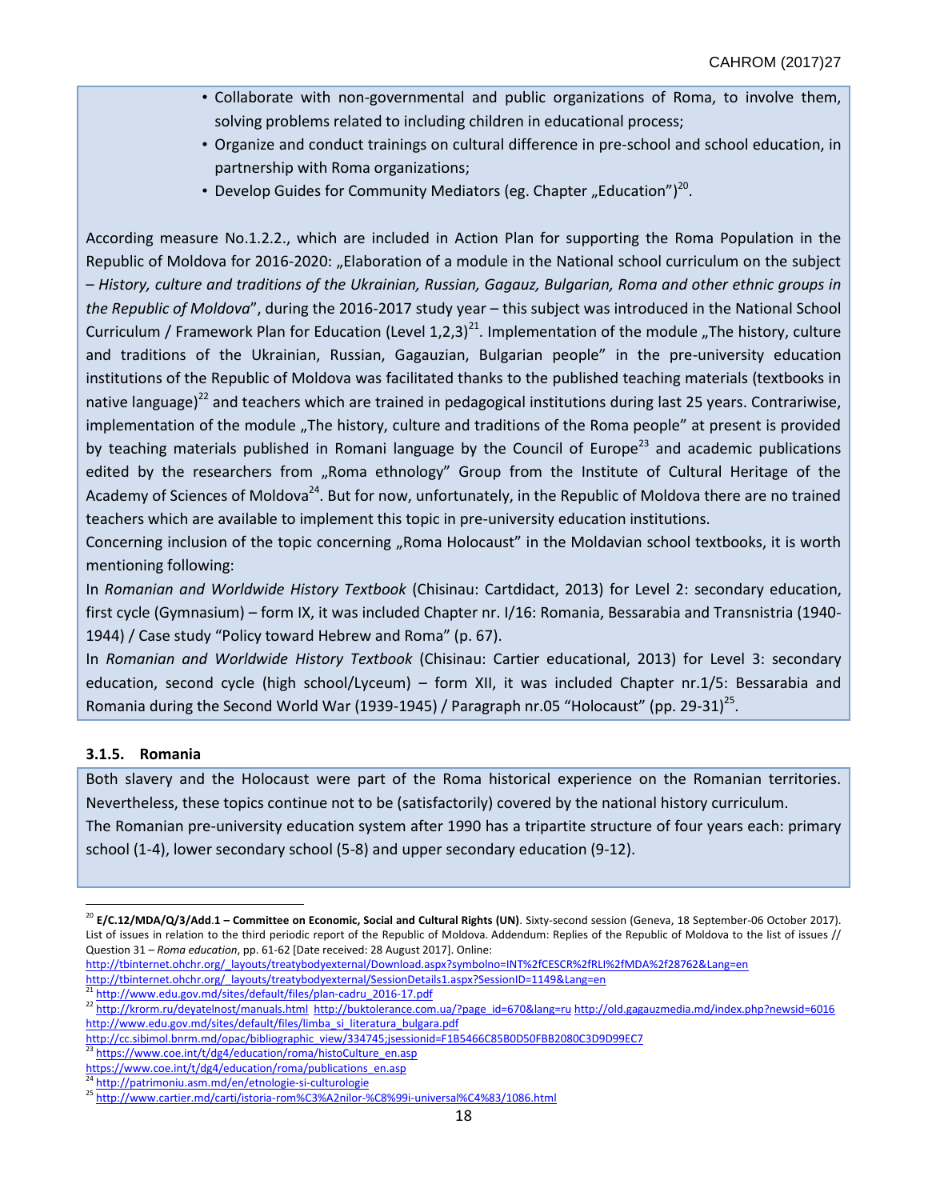- Collaborate with non-governmental and public organizations of Roma, to involve them, solving problems related to including children in educational process;
- Organize and conduct trainings on cultural difference in pre-school and school education, in partnership with Roma organizations;
- Develop Guides for Community Mediators (eg. Chapter „Education")[20].

According measure No.1.2.2., which are included in Action Plan for supporting the Roma Population in the Republic of Moldova for 2016-2020: „Elaboration of a module in the National school curriculum on the subject – *History, culture and traditions of the Ukrainian, Russian, Gagauz, Bulgarian, Roma and other ethnic groups in the Republic of Moldova*", during the 2016-2017 study year – this subject was introduced in the National School Curriculum / Framework Plan for Education (Level 1,2,3)[21]. Implementation of the module „The history, culture and traditions of the Ukrainian, Russian, Gagauzian, Bulgarian people" in the pre-university education institutions of the Republic of Moldova was facilitated thanks to the published teaching materials (textbooks in native language)[22] and teachers which are trained in pedagogical institutions during last 25 years. Contrariwise, implementation of the module „The history, culture and traditions of the Roma people" at present is provided by teaching materials published in Romani language by the Council of Europe[23] and academic publications edited by the researchers from „Roma ethnology" Group from the Institute of Cultural Heritage of the Academy of Sciences of Moldova[24]. But for now, unfortunately, in the Republic of Moldova there are no trained teachers which are available to implement this topic in pre-university education institutions.

Concerning inclusion of the topic concerning „Roma Holocaust" in the Moldavian school textbooks, it is worth mentioning following:

In *Romanian and Worldwide History Textbook* (Chisinau: Cartdidact, 2013) for Level 2: secondary education, first cycle (Gymnasium) – form IX, it was included Chapter nr. I/16: Romania, Bessarabia and Transnistria (1940-1944) / Case study "Policy toward Hebrew and Roma" (p. 67).

In *Romanian and Worldwide History Textbook* (Chisinau: Cartier educational, 2013) for Level 3: secondary education, second cycle (high school/Lyceum) – form XII, it was included Chapter nr.1/5: Bessarabia and Romania during the Second World War (1939-1945) / Paragraph nr.05 "Holocaust" (pp. 29-31)[25].

### 3.1.5. Romania

Both slavery and the Holocaust were part of the Roma historical experience on the Romanian territories. Nevertheless, these topics continue not to be (satisfactorily) covered by the national history curriculum.

The Romanian pre-university education system after 1990 has a tripartite structure of four years each: primary school (1-4), lower secondary school (5-8) and upper secondary education (9-12).

---

[20] **E/C.12/MDA/Q/3/Add.1 – Committee on Economic, Social and Cultural Rights (UN)**. Sixty-second session (Geneva, 18 September-06 October 2017). List of issues in relation to the third periodic report of the Republic of Moldova. Addendum: Replies of the Republic of Moldova to the list of issues // Question 31 – *Roma education*, pp. 61-62 [Date received: 28 August 2017]. Online: http://tbinternet.ohchr.org/_layouts/treatybodyexternal/Download.aspx?symbolno=INT%2fCESCR%2fRLI%2fMDA%2f28762&Lang=en http://tbinternet.ohchr.org/_layouts/treatybodyexternal/SessionDetails1.aspx?SessionID=1149&Lang=en

[21] http://www.edu.gov.md/sites/default/files/plan-cadru_2016-17.pdf

[22] http://krorm.ru/deyatelnost/manuals.html http://buktolerance.com.ua/?page_id=670&lang=ru http://old.gagauzmedia.md/index.php?newsid=6016 http://www.edu.gov.md/sites/default/files/limba_si_literatura_bulgara.pdf http://cc.sibimol.bnrm.md/opac/bibliographic_view/334745;jsessionid=F1B5466C85B0D50FBB2080C3D9D99EC7

[23] https://www.coe.int/t/dg4/education/roma/histoCulture_en.asp https://www.coe.int/t/dg4/education/roma/publications_en.asp

[24] http://patrimoniu.asm.md/en/etnologie-si-culturologie

[25] http://www.cartier.md/carti/istoria-rom%C3%A2nilor-%C8%99i-universal%C4%83/1086.html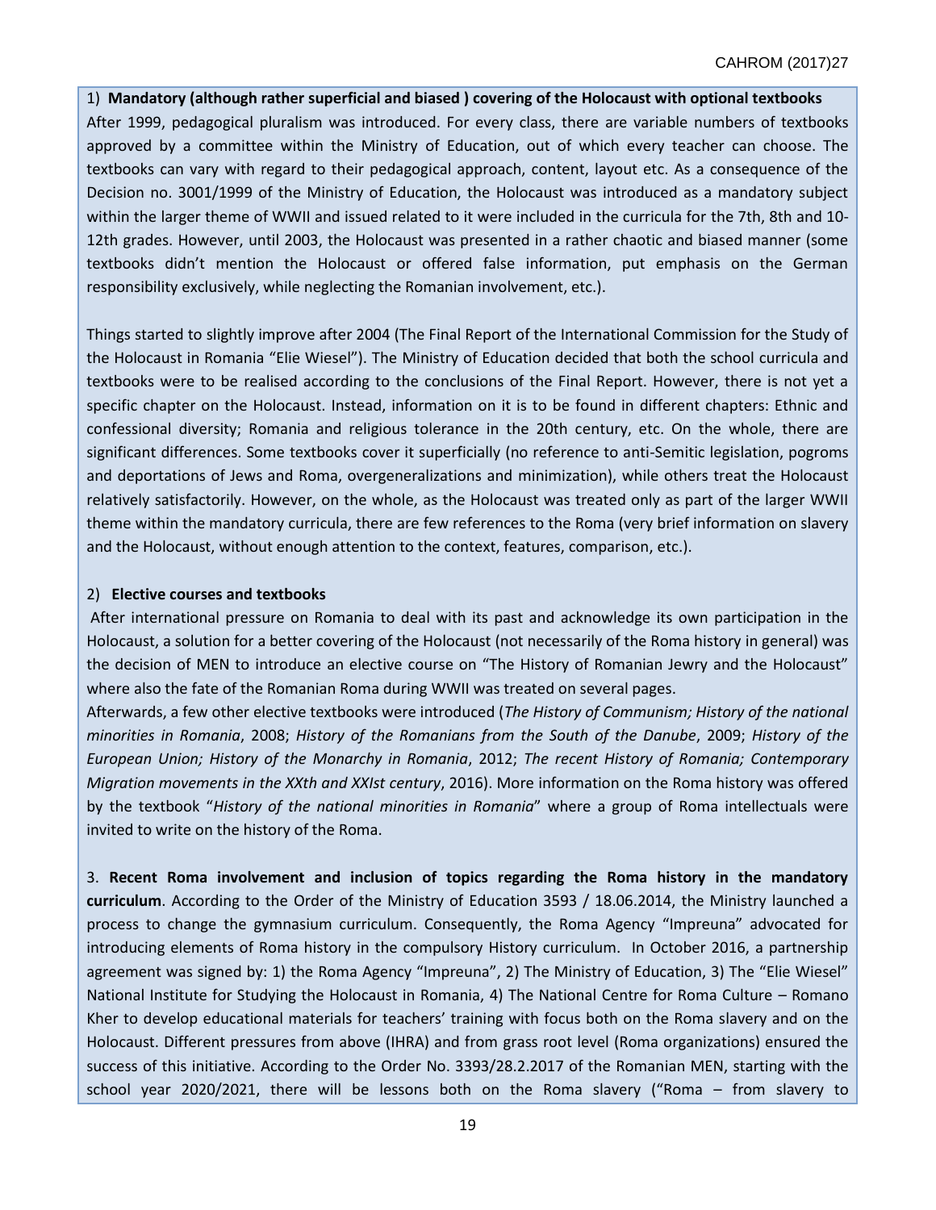1) **Mandatory (although rather superficial and biased ) covering of the Holocaust with optional textbooks**

After 1999, pedagogical pluralism was introduced. For every class, there are variable numbers of textbooks approved by a committee within the Ministry of Education, out of which every teacher can choose. The textbooks can vary with regard to their pedagogical approach, content, layout etc. As a consequence of the Decision no. 3001/1999 of the Ministry of Education, the Holocaust was introduced as a mandatory subject within the larger theme of WWII and issued related to it were included in the curricula for the 7th, 8th and 10-12th grades. However, until 2003, the Holocaust was presented in a rather chaotic and biased manner (some textbooks didn't mention the Holocaust or offered false information, put emphasis on the German responsibility exclusively, while neglecting the Romanian involvement, etc.).

Things started to slightly improve after 2004 (The Final Report of the International Commission for the Study of the Holocaust in Romania "Elie Wiesel"). The Ministry of Education decided that both the school curricula and textbooks were to be realised according to the conclusions of the Final Report. However, there is not yet a specific chapter on the Holocaust. Instead, information on it is to be found in different chapters: Ethnic and confessional diversity; Romania and religious tolerance in the 20th century, etc. On the whole, there are significant differences. Some textbooks cover it superficially (no reference to anti-Semitic legislation, pogroms and deportations of Jews and Roma, overgeneralizations and minimization), while others treat the Holocaust relatively satisfactorily. However, on the whole, as the Holocaust was treated only as part of the larger WWII theme within the mandatory curricula, there are few references to the Roma (very brief information on slavery and the Holocaust, without enough attention to the context, features, comparison, etc.).

2) **Elective courses and textbooks**

After international pressure on Romania to deal with its past and acknowledge its own participation in the Holocaust, a solution for a better covering of the Holocaust (not necessarily of the Roma history in general) was the decision of MEN to introduce an elective course on "The History of Romanian Jewry and the Holocaust" where also the fate of the Romanian Roma during WWII was treated on several pages.

Afterwards, a few other elective textbooks were introduced (*The History of Communism; History of the national minorities in Romania*, 2008; *History of the Romanians from the South of the Danube*, 2009; *History of the European Union; History of the Monarchy in Romania*, 2012; *The recent History of Romania; Contemporary Migration movements in the XXth and XXIst century*, 2016). More information on the Roma history was offered by the textbook "*History of the national minorities in Romania*" where a group of Roma intellectuals were invited to write on the history of the Roma.

3. **Recent Roma involvement and inclusion of topics regarding the Roma history in the mandatory curriculum**. According to the Order of the Ministry of Education 3593 / 18.06.2014, the Ministry launched a process to change the gymnasium curriculum. Consequently, the Roma Agency "Impreuna" advocated for introducing elements of Roma history in the compulsory History curriculum. In October 2016, a partnership agreement was signed by: 1) the Roma Agency "Impreuna", 2) The Ministry of Education, 3) The "Elie Wiesel" National Institute for Studying the Holocaust in Romania, 4) The National Centre for Roma Culture – Romano Kher to develop educational materials for teachers' training with focus both on the Roma slavery and on the Holocaust. Different pressures from above (IHRA) and from grass root level (Roma organizations) ensured the success of this initiative. According to the Order No. 3393/28.2.2017 of the Romanian MEN, starting with the school year 2020/2021, there will be lessons both on the Roma slavery ("Roma – from slavery to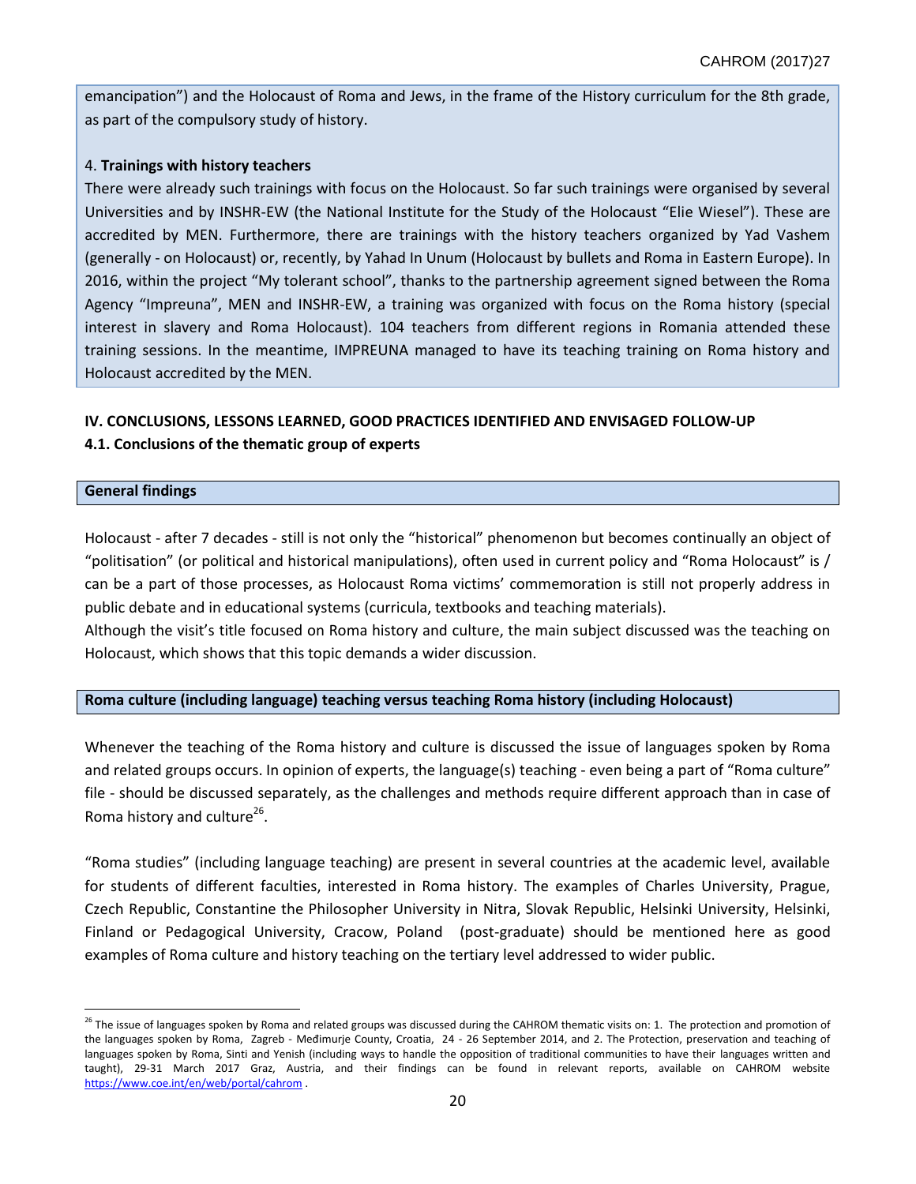emancipation") and the Holocaust of Roma and Jews, in the frame of the History curriculum for the 8th grade, as part of the compulsory study of history.

4. **Trainings with history teachers**

There were already such trainings with focus on the Holocaust. So far such trainings were organised by several Universities and by INSHR-EW (the National Institute for the Study of the Holocaust "Elie Wiesel"). These are accredited by MEN. Furthermore, there are trainings with the history teachers organized by Yad Vashem (generally - on Holocaust) or, recently, by Yahad In Unum (Holocaust by bullets and Roma in Eastern Europe). In 2016, within the project "My tolerant school", thanks to the partnership agreement signed between the Roma Agency "Impreuna", MEN and INSHR-EW, a training was organized with focus on the Roma history (special interest in slavery and Roma Holocaust). 104 teachers from different regions in Romania attended these training sessions. In the meantime, IMPREUNA managed to have its teaching training on Roma history and Holocaust accredited by the MEN.

## IV. CONCLUSIONS, LESSONS LEARNED, GOOD PRACTICES IDENTIFIED AND ENVISAGED FOLLOW-UP

### 4.1. Conclusions of the thematic group of experts

**General findings**

Holocaust - after 7 decades - still is not only the "historical" phenomenon but becomes continually an object of "politisation" (or political and historical manipulations), often used in current policy and "Roma Holocaust" is / can be a part of those processes, as Holocaust Roma victims' commemoration is still not properly address in public debate and in educational systems (curricula, textbooks and teaching materials).

Although the visit's title focused on Roma history and culture, the main subject discussed was the teaching on Holocaust, which shows that this topic demands a wider discussion.

**Roma culture (including language) teaching versus teaching Roma history (including Holocaust)**

Whenever the teaching of the Roma history and culture is discussed the issue of languages spoken by Roma and related groups occurs. In opinion of experts, the language(s) teaching - even being a part of "Roma culture" file - should be discussed separately, as the challenges and methods require different approach than in case of Roma history and culture[26].

"Roma studies" (including language teaching) are present in several countries at the academic level, available for students of different faculties, interested in Roma history. The examples of Charles University, Prague, Czech Republic, Constantine the Philosopher University in Nitra, Slovak Republic, Helsinki University, Helsinki, Finland or Pedagogical University, Cracow, Poland (post-graduate) should be mentioned here as good examples of Roma culture and history teaching on the tertiary level addressed to wider public.

---

[26] The issue of languages spoken by Roma and related groups was discussed during the CAHROM thematic visits on: 1. The protection and promotion of the languages spoken by Roma, Zagreb - Međimurje County, Croatia, 24 - 26 September 2014, and 2. The Protection, preservation and teaching of languages spoken by Roma, Sinti and Yenish (including ways to handle the opposition of traditional communities to have their languages written and taught), 29-31 March 2017 Graz, Austria, and their findings can be found in relevant reports, available on CAHROM website https://www.coe.int/en/web/portal/cahrom .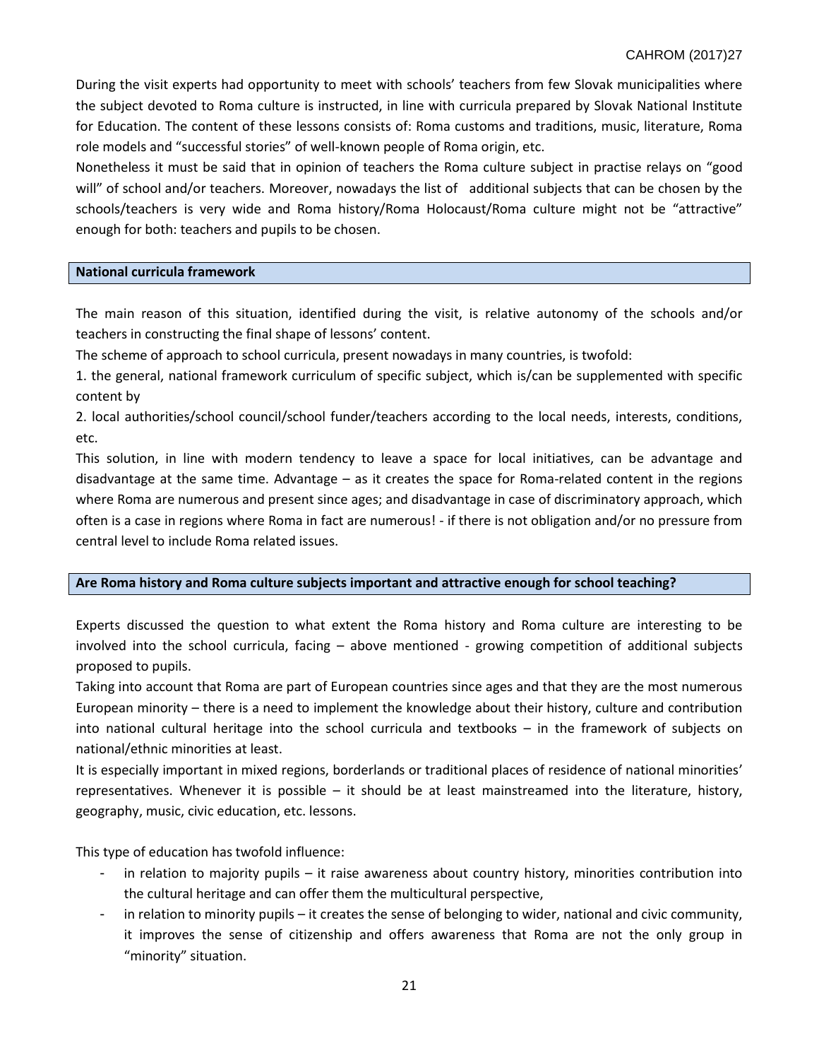During the visit experts had opportunity to meet with schools' teachers from few Slovak municipalities where the subject devoted to Roma culture is instructed, in line with curricula prepared by Slovak National Institute for Education. The content of these lessons consists of: Roma customs and traditions, music, literature, Roma role models and "successful stories" of well-known people of Roma origin, etc.

Nonetheless it must be said that in opinion of teachers the Roma culture subject in practise relays on "good will" of school and/or teachers. Moreover, nowadays the list of additional subjects that can be chosen by the schools/teachers is very wide and Roma history/Roma Holocaust/Roma culture might not be "attractive" enough for both: teachers and pupils to be chosen.

### National curricula framework

The main reason of this situation, identified during the visit, is relative autonomy of the schools and/or teachers in constructing the final shape of lessons' content.

The scheme of approach to school curricula, present nowadays in many countries, is twofold:

1. the general, national framework curriculum of specific subject, which is/can be supplemented with specific content by
2. local authorities/school council/school funder/teachers according to the local needs, interests, conditions, etc.

This solution, in line with modern tendency to leave a space for local initiatives, can be advantage and disadvantage at the same time. Advantage – as it creates the space for Roma-related content in the regions where Roma are numerous and present since ages; and disadvantage in case of discriminatory approach, which often is a case in regions where Roma in fact are numerous! - if there is not obligation and/or no pressure from central level to include Roma related issues.

### Are Roma history and Roma culture subjects important and attractive enough for school teaching?

Experts discussed the question to what extent the Roma history and Roma culture are interesting to be involved into the school curricula, facing – above mentioned - growing competition of additional subjects proposed to pupils.

Taking into account that Roma are part of European countries since ages and that they are the most numerous European minority – there is a need to implement the knowledge about their history, culture and contribution into national cultural heritage into the school curricula and textbooks – in the framework of subjects on national/ethnic minorities at least.

It is especially important in mixed regions, borderlands or traditional places of residence of national minorities' representatives. Whenever it is possible – it should be at least mainstreamed into the literature, history, geography, music, civic education, etc. lessons.

This type of education has twofold influence:

- in relation to majority pupils – it raise awareness about country history, minorities contribution into the cultural heritage and can offer them the multicultural perspective,
- in relation to minority pupils – it creates the sense of belonging to wider, national and civic community, it improves the sense of citizenship and offers awareness that Roma are not the only group in "minority" situation.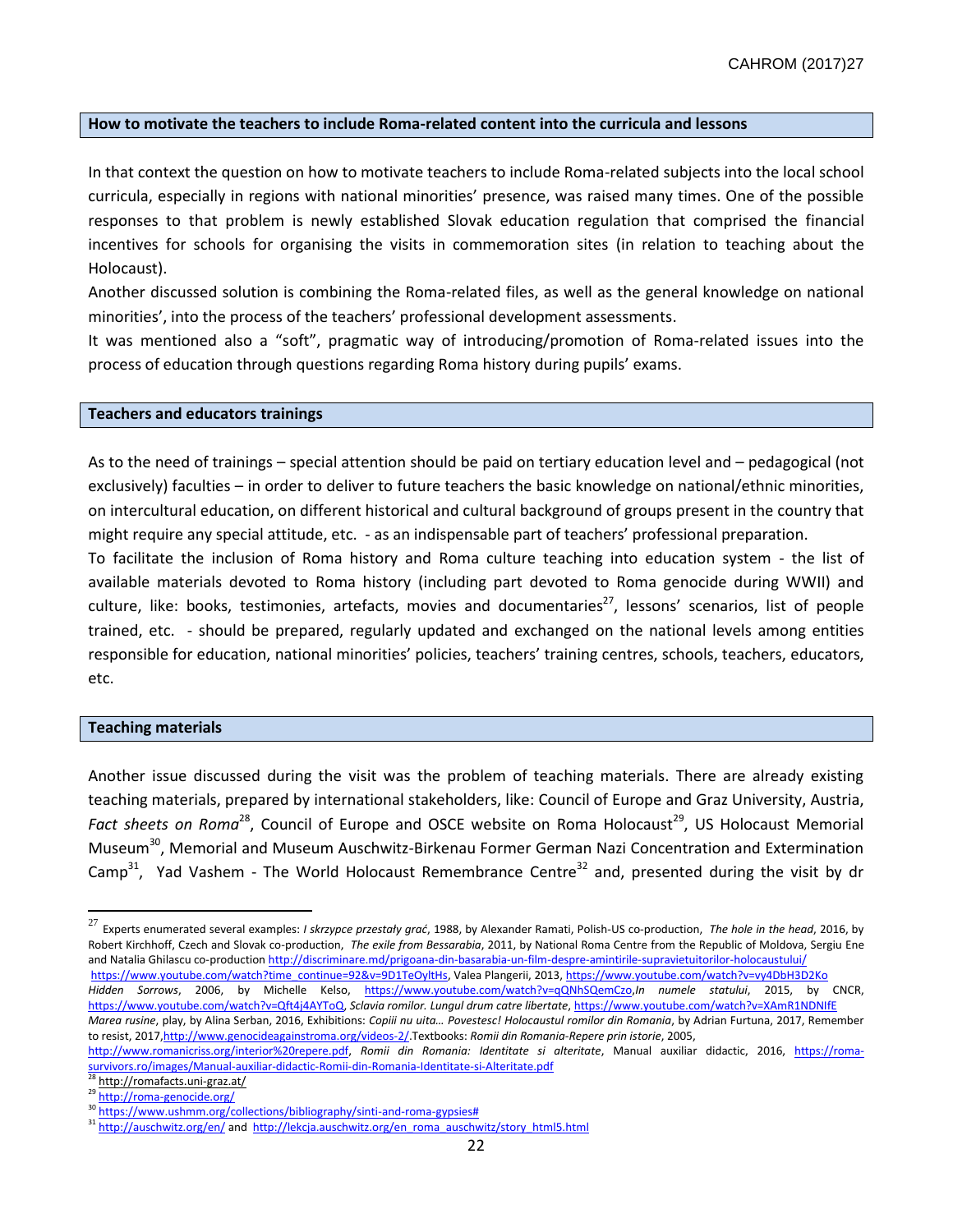## How to motivate the teachers to include Roma-related content into the curricula and lessons

In that context the question on how to motivate teachers to include Roma-related subjects into the local school curricula, especially in regions with national minorities' presence, was raised many times. One of the possible responses to that problem is newly established Slovak education regulation that comprised the financial incentives for schools for organising the visits in commemoration sites (in relation to teaching about the Holocaust).

Another discussed solution is combining the Roma-related files, as well as the general knowledge on national minorities', into the process of the teachers' professional development assessments.

It was mentioned also a "soft", pragmatic way of introducing/promotion of Roma-related issues into the process of education through questions regarding Roma history during pupils' exams.

## Teachers and educators trainings

As to the need of trainings – special attention should be paid on tertiary education level and – pedagogical (not exclusively) faculties – in order to deliver to future teachers the basic knowledge on national/ethnic minorities, on intercultural education, on different historical and cultural background of groups present in the country that might require any special attitude, etc. - as an indispensable part of teachers' professional preparation.

To facilitate the inclusion of Roma history and Roma culture teaching into education system - the list of available materials devoted to Roma history (including part devoted to Roma genocide during WWII) and culture, like: books, testimonies, artefacts, movies and documentaries[27], lessons' scenarios, list of people trained, etc. - should be prepared, regularly updated and exchanged on the national levels among entities responsible for education, national minorities' policies, teachers' training centres, schools, teachers, educators, etc.

## Teaching materials

Another issue discussed during the visit was the problem of teaching materials. There are already existing teaching materials, prepared by international stakeholders, like: Council of Europe and Graz University, Austria, *Fact sheets on Roma*[28], Council of Europe and OSCE website on Roma Holocaust[29], US Holocaust Memorial Museum[30], Memorial and Museum Auschwitz-Birkenau Former German Nazi Concentration and Extermination Camp[31], Yad Vashem - The World Holocaust Remembrance Centre[32] and, presented during the visit by dr

---

[27] Experts enumerated several examples: *I skrzypce przestały grać*, 1988, by Alexander Ramati, Polish-US co-production, *The hole in the head*, 2016, by Robert Kirchhoff, Czech and Slovak co-production, *The exile from Bessarabia*, 2011, by National Roma Centre from the Republic of Moldova, Sergiu Ene and Natalia Ghilascu co-production http://discriminare.md/prigoana-din-basarabia-un-film-despre-amintirile-supravietuitorilor-holocaustului/ https://www.youtube.com/watch?time_continue=92&v=9D1TeOyltHs, Valea Plangerii, 2013, https://www.youtube.com/watch?v=vy4DbH3D2Ko *Hidden Sorrows*, 2006, by Michelle Kelso, https://www.youtube.com/watch?v=qQNhSQemCzo,*In numele statului*, 2015, by CNCR, https://www.youtube.com/watch?v=Qft4j4AYToQ, *Sclavia romilor. Lungul drum catre libertate*, https://www.youtube.com/watch?v=XAmR1NDNIfE *Marea rusine*, play, by Alina Serban, 2016, Exhibitions: *Copiii nu uita… Povestesc! Holocaustul romilor din Romania*, by Adrian Furtuna, 2017, Remember to resist, 2017,http://www.genocideagainstroma.org/videos-2/.Textbooks: *Romii din Romania-Repere prin istorie*, 2005, http://www.romanicriss.org/interior%20repere.pdf, *Romii din Romania: Identitate si alteritate*, Manual auxiliar didactic, 2016, https://roma-survivors.ro/images/Manual-auxiliar-didactic-Romii-din-Romania-Identitate-si-Alteritate.pdf

[28] http://romafacts.uni-graz.at/

[29] http://roma-genocide.org/

[30] https://www.ushmm.org/collections/bibliography/sinti-and-roma-gypsies#

[31] http://auschwitz.org/en/ and http://lekcja.auschwitz.org/en_roma_auschwitz/story_html5.html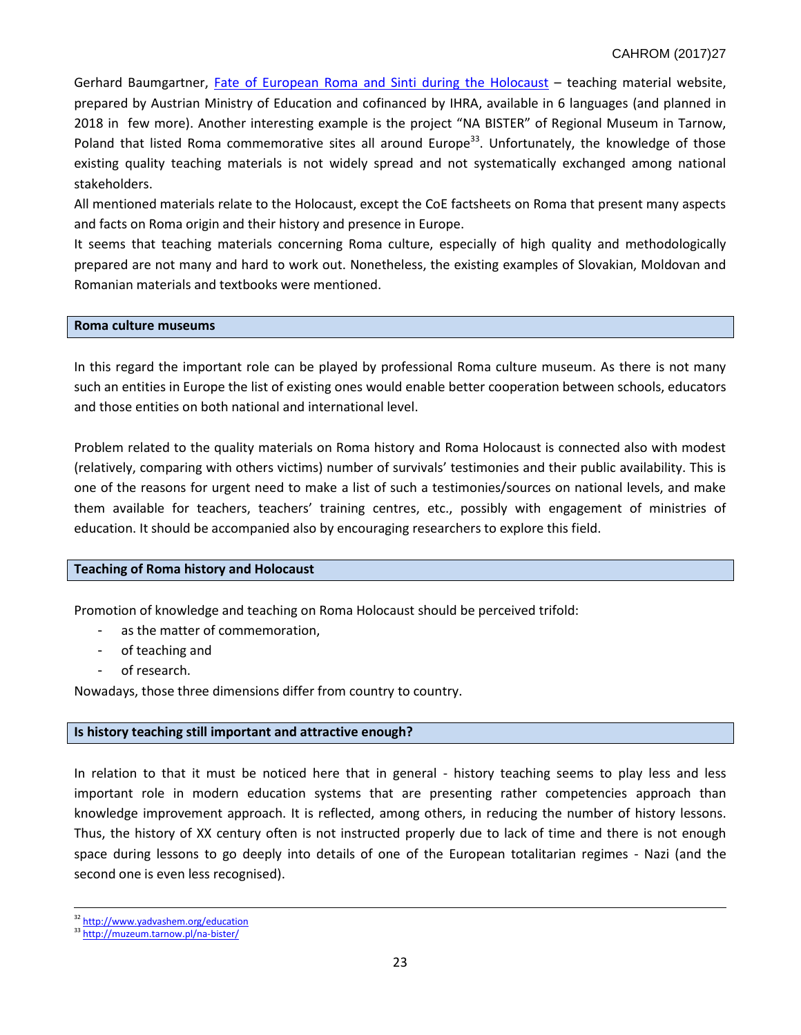Gerhard Baumgartner, [Fate of European Roma and Sinti during the Holocaust](#) – teaching material website, prepared by Austrian Ministry of Education and cofinanced by IHRA, available in 6 languages (and planned in 2018 in few more). Another interesting example is the project "NA BISTER" of Regional Museum in Tarnow, Poland that listed Roma commemorative sites all around Europe[33]. Unfortunately, the knowledge of those existing quality teaching materials is not widely spread and not systematically exchanged among national stakeholders.

All mentioned materials relate to the Holocaust, except the CoE factsheets on Roma that present many aspects and facts on Roma origin and their history and presence in Europe.

It seems that teaching materials concerning Roma culture, especially of high quality and methodologically prepared are not many and hard to work out. Nonetheless, the existing examples of Slovakian, Moldovan and Romanian materials and textbooks were mentioned.

**Roma culture museums**

In this regard the important role can be played by professional Roma culture museum. As there is not many such an entities in Europe the list of existing ones would enable better cooperation between schools, educators and those entities on both national and international level.

Problem related to the quality materials on Roma history and Roma Holocaust is connected also with modest (relatively, comparing with others victims) number of survivals' testimonies and their public availability. This is one of the reasons for urgent need to make a list of such a testimonies/sources on national levels, and make them available for teachers, teachers' training centres, etc., possibly with engagement of ministries of education. It should be accompanied also by encouraging researchers to explore this field.

**Teaching of Roma history and Holocaust**

Promotion of knowledge and teaching on Roma Holocaust should be perceived trifold:

- as the matter of commemoration,
- of teaching and
- of research.

Nowadays, those three dimensions differ from country to country.

**Is history teaching still important and attractive enough?**

In relation to that it must be noticed here that in general - history teaching seems to play less and less important role in modern education systems that are presenting rather competencies approach than knowledge improvement approach. It is reflected, among others, in reducing the number of history lessons. Thus, the history of XX century often is not instructed properly due to lack of time and there is not enough space during lessons to go deeply into details of one of the European totalitarian regimes - Nazi (and the second one is even less recognised).

---

[32] http://www.yadvashem.org/education

[33] http://muzeum.tarnow.pl/na-bister/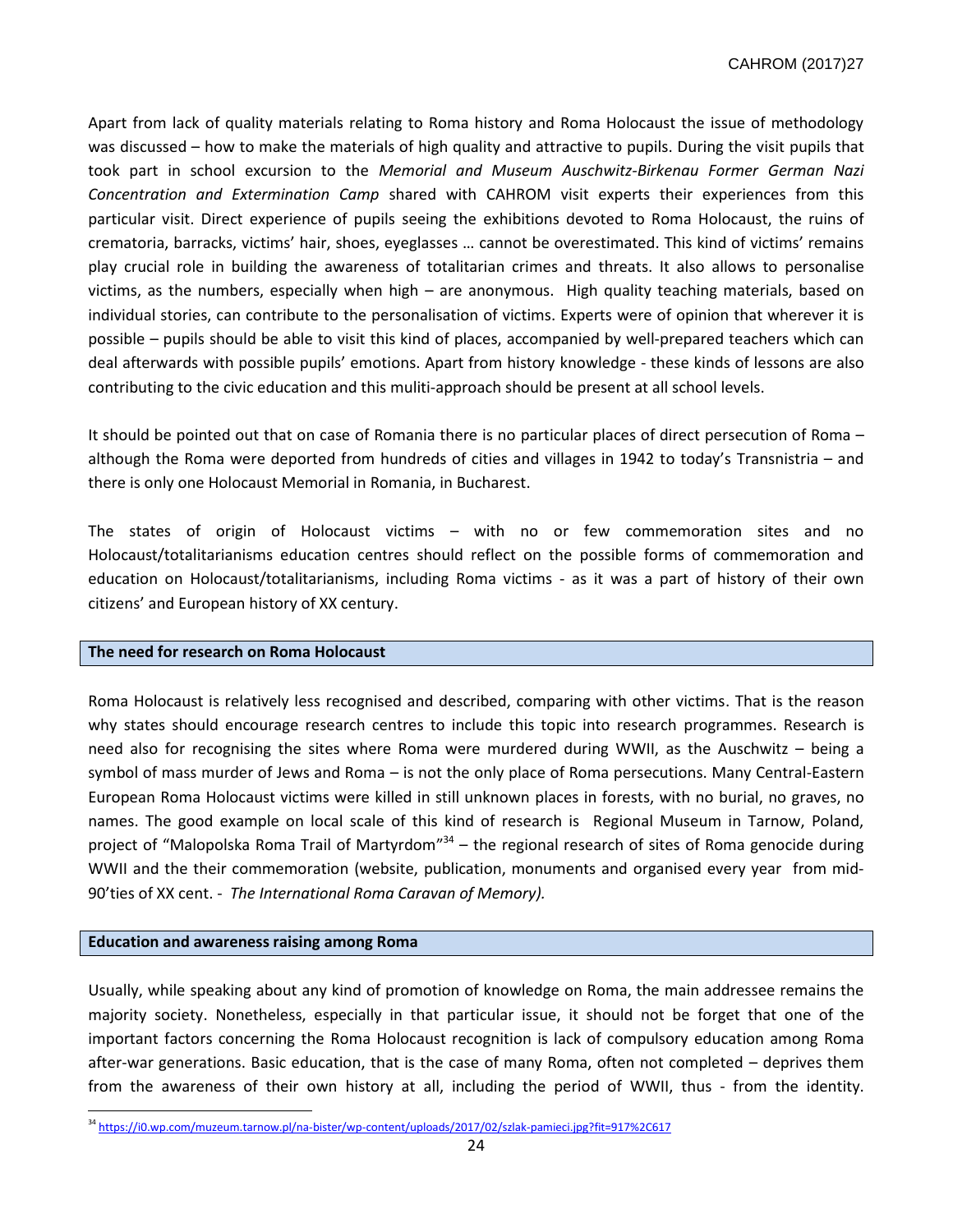Apart from lack of quality materials relating to Roma history and Roma Holocaust the issue of methodology was discussed – how to make the materials of high quality and attractive to pupils. During the visit pupils that took part in school excursion to the *Memorial and Museum Auschwitz-Birkenau Former German Nazi Concentration and Extermination Camp* shared with CAHROM visit experts their experiences from this particular visit. Direct experience of pupils seeing the exhibitions devoted to Roma Holocaust, the ruins of crematoria, barracks, victims' hair, shoes, eyeglasses … cannot be overestimated. This kind of victims' remains play crucial role in building the awareness of totalitarian crimes and threats. It also allows to personalise victims, as the numbers, especially when high – are anonymous. High quality teaching materials, based on individual stories, can contribute to the personalisation of victims. Experts were of opinion that wherever it is possible – pupils should be able to visit this kind of places, accompanied by well-prepared teachers which can deal afterwards with possible pupils' emotions. Apart from history knowledge - these kinds of lessons are also contributing to the civic education and this muliti-approach should be present at all school levels.

It should be pointed out that on case of Romania there is no particular places of direct persecution of Roma – although the Roma were deported from hundreds of cities and villages in 1942 to today's Transnistria – and there is only one Holocaust Memorial in Romania, in Bucharest.

The states of origin of Holocaust victims – with no or few commemoration sites and no Holocaust/totalitarianisms education centres should reflect on the possible forms of commemoration and education on Holocaust/totalitarianisms, including Roma victims - as it was a part of history of their own citizens' and European history of XX century.

## The need for research on Roma Holocaust

Roma Holocaust is relatively less recognised and described, comparing with other victims. That is the reason why states should encourage research centres to include this topic into research programmes. Research is need also for recognising the sites where Roma were murdered during WWII, as the Auschwitz – being a symbol of mass murder of Jews and Roma – is not the only place of Roma persecutions. Many Central-Eastern European Roma Holocaust victims were killed in still unknown places in forests, with no burial, no graves, no names. The good example on local scale of this kind of research is Regional Museum in Tarnow, Poland, project of "Malopolska Roma Trail of Martyrdom"[34] – the regional research of sites of Roma genocide during WWII and the their commemoration (website, publication, monuments and organised every year from mid-90'ties of XX cent. - *The International Roma Caravan of Memory).*

## Education and awareness raising among Roma

Usually, while speaking about any kind of promotion of knowledge on Roma, the main addressee remains the majority society. Nonetheless, especially in that particular issue, it should not be forget that one of the important factors concerning the Roma Holocaust recognition is lack of compulsory education among Roma after-war generations. Basic education, that is the case of many Roma, often not completed – deprives them from the awareness of their own history at all, including the period of WWII, thus - from the identity.

[34] https://i0.wp.com/muzeum.tarnow.pl/na-bister/wp-content/uploads/2017/02/szlak-pamieci.jpg?fit=917%2C617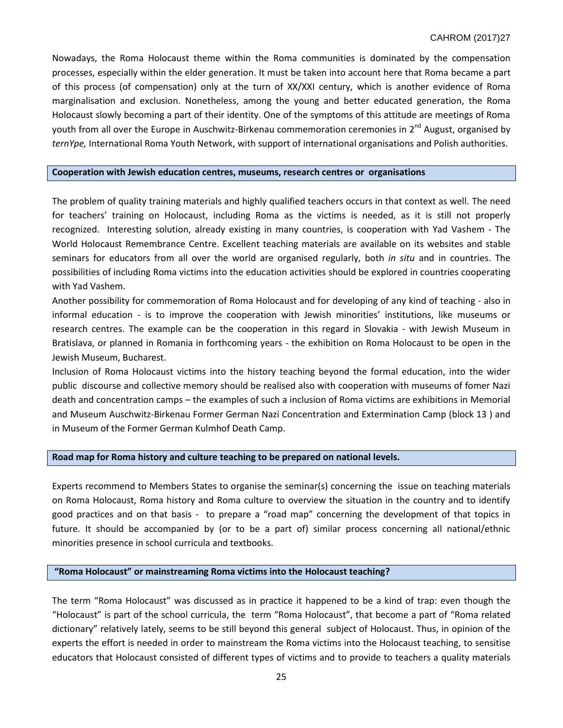Nowadays, the Roma Holocaust theme within the Roma communities is dominated by the compensation processes, especially within the elder generation. It must be taken into account here that Roma became a part of this process (of compensation) only at the turn of XX/XXI century, which is another evidence of Roma marginalisation and exclusion. Nonetheless, among the young and better educated generation, the Roma Holocaust slowly becoming a part of their identity. One of the symptoms of this attitude are meetings of Roma youth from all over the Europe in Auschwitz-Birkenau commemoration ceremonies in 2nd August, organised by *ternYpe,* International Roma Youth Network, with support of international organisations and Polish authorities.

### Cooperation with Jewish education centres, museums, research centres or organisations

The problem of quality training materials and highly qualified teachers occurs in that context as well. The need for teachers' training on Holocaust, including Roma as the victims is needed, as it is still not properly recognized. Interesting solution, already existing in many countries, is cooperation with Yad Vashem - The World Holocaust Remembrance Centre. Excellent teaching materials are available on its websites and stable seminars for educators from all over the world are organised regularly, both *in situ* and in countries. The possibilities of including Roma victims into the education activities should be explored in countries cooperating with Yad Vashem.

Another possibility for commemoration of Roma Holocaust and for developing of any kind of teaching - also in informal education - is to improve the cooperation with Jewish minorities' institutions, like museums or research centres. The example can be the cooperation in this regard in Slovakia - with Jewish Museum in Bratislava, or planned in Romania in forthcoming years - the exhibition on Roma Holocaust to be open in the Jewish Museum, Bucharest.

Inclusion of Roma Holocaust victims into the history teaching beyond the formal education, into the wider public discourse and collective memory should be realised also with cooperation with museums of fomer Nazi death and concentration camps – the examples of such a inclusion of Roma victims are exhibitions in Memorial and Museum Auschwitz-Birkenau Former German Nazi Concentration and Extermination Camp (block 13 ) and in Museum of the Former German Kulmhof Death Camp.

### Road map for Roma history and culture teaching to be prepared on national levels.

Experts recommend to Members States to organise the seminar(s) concerning the issue on teaching materials on Roma Holocaust, Roma history and Roma culture to overview the situation in the country and to identify good practices and on that basis - to prepare a "road map" concerning the development of that topics in future. It should be accompanied by (or to be a part of) similar process concerning all national/ethnic minorities presence in school curricula and textbooks.

### "Roma Holocaust" or mainstreaming Roma victims into the Holocaust teaching?

The term "Roma Holocaust" was discussed as in practice it happened to be a kind of trap: even though the "Holocaust" is part of the school curricula, the term "Roma Holocaust", that become a part of "Roma related dictionary" relatively lately, seems to be still beyond this general subject of Holocaust. Thus, in opinion of the experts the effort is needed in order to mainstream the Roma victims into the Holocaust teaching, to sensitise educators that Holocaust consisted of different types of victims and to provide to teachers a quality materials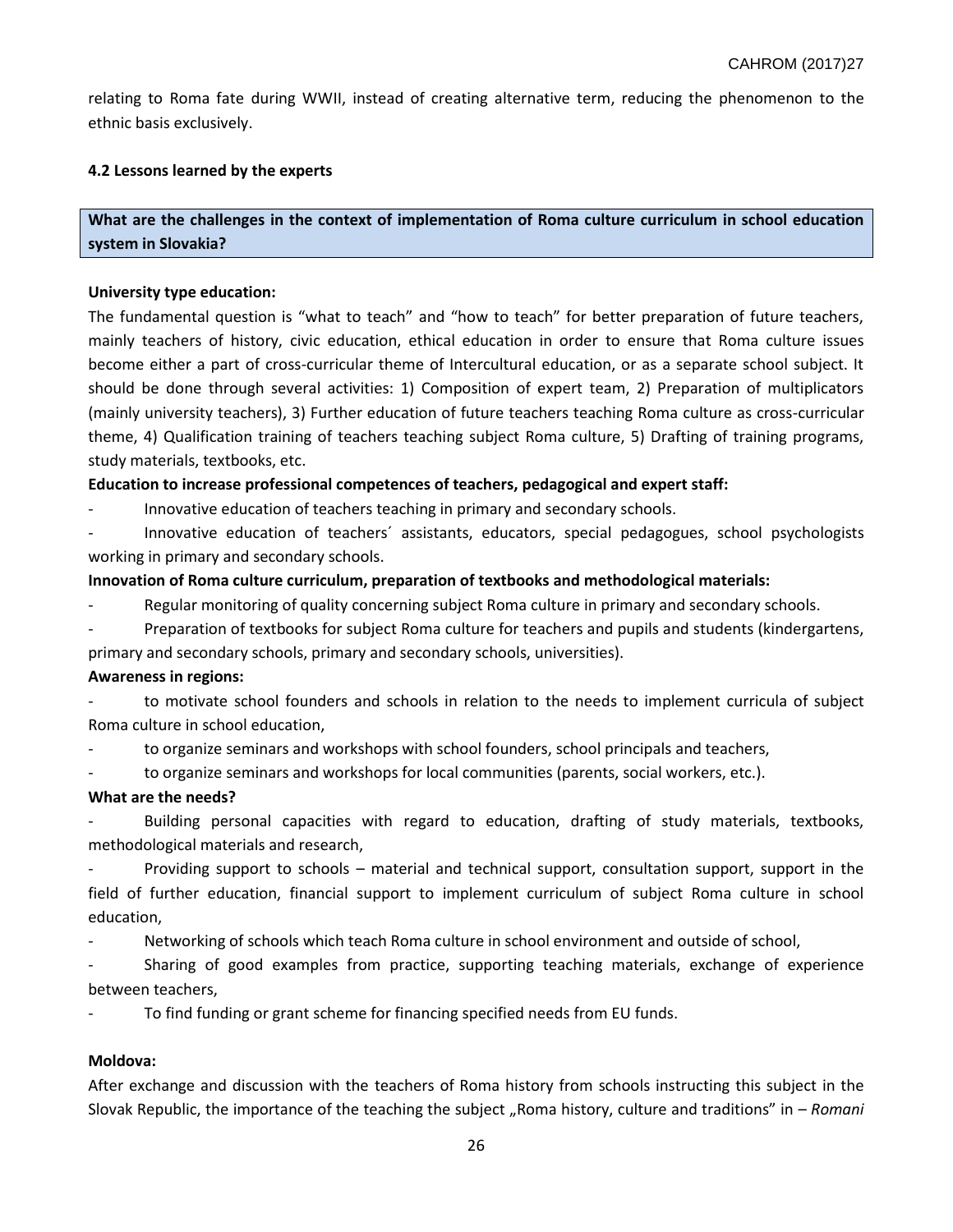relating to Roma fate during WWII, instead of creating alternative term, reducing the phenomenon to the ethnic basis exclusively.

### 4.2 Lessons learned by the experts

**What are the challenges in the context of implementation of Roma culture curriculum in school education system in Slovakia?**

**University type education:**

The fundamental question is "what to teach" and "how to teach" for better preparation of future teachers, mainly teachers of history, civic education, ethical education in order to ensure that Roma culture issues become either a part of cross-curricular theme of Intercultural education, or as a separate school subject. It should be done through several activities: 1) Composition of expert team, 2) Preparation of multiplicators (mainly university teachers), 3) Further education of future teachers teaching Roma culture as cross-curricular theme, 4) Qualification training of teachers teaching subject Roma culture, 5) Drafting of training programs, study materials, textbooks, etc.

**Education to increase professional competences of teachers, pedagogical and expert staff:**

- Innovative education of teachers teaching in primary and secondary schools.
- Innovative education of teachers´ assistants, educators, special pedagogues, school psychologists working in primary and secondary schools.

**Innovation of Roma culture curriculum, preparation of textbooks and methodological materials:**

- Regular monitoring of quality concerning subject Roma culture in primary and secondary schools.
- Preparation of textbooks for subject Roma culture for teachers and pupils and students (kindergartens, primary and secondary schools, primary and secondary schools, universities).

**Awareness in regions:**

- to motivate school founders and schools in relation to the needs to implement curricula of subject Roma culture in school education,
- to organize seminars and workshops with school founders, school principals and teachers,
- to organize seminars and workshops for local communities (parents, social workers, etc.).

**What are the needs?**

- Building personal capacities with regard to education, drafting of study materials, textbooks, methodological materials and research,
- Providing support to schools – material and technical support, consultation support, support in the field of further education, financial support to implement curriculum of subject Roma culture in school education,
- Networking of schools which teach Roma culture in school environment and outside of school,
- Sharing of good examples from practice, supporting teaching materials, exchange of experience between teachers,
- To find funding or grant scheme for financing specified needs from EU funds.

**Moldova:**

After exchange and discussion with the teachers of Roma history from schools instructing this subject in the Slovak Republic, the importance of the teaching the subject „Roma history, culture and traditions" in – *Romani*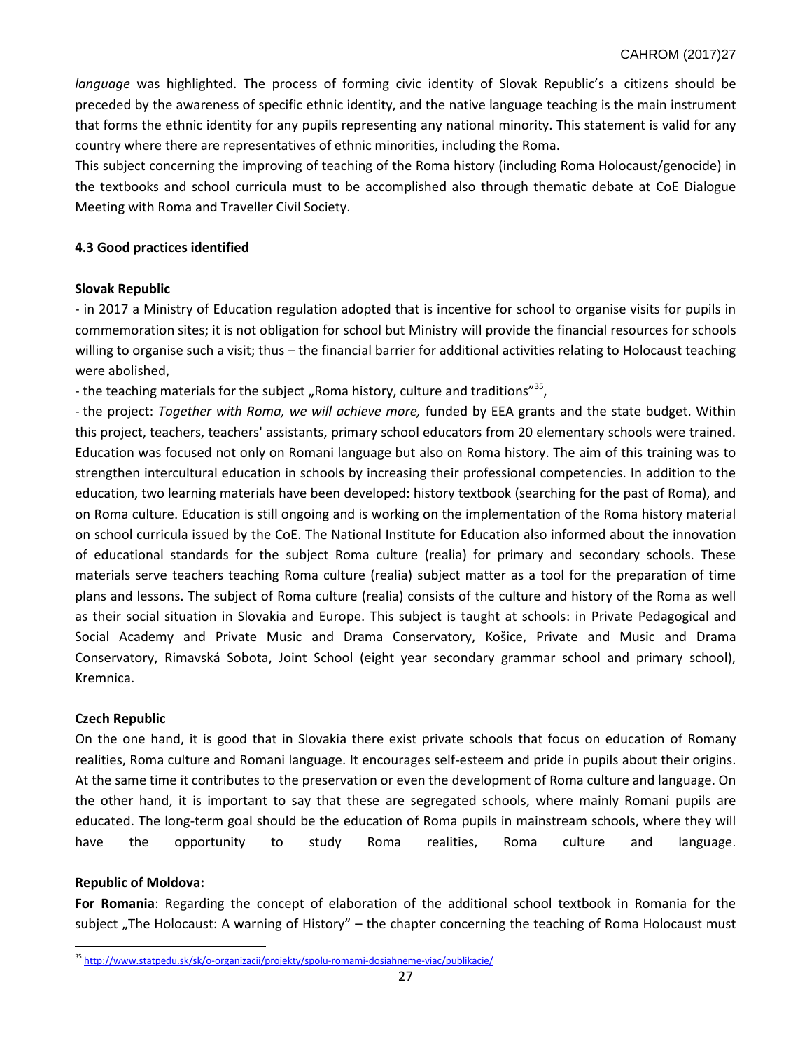*language* was highlighted. The process of forming civic identity of Slovak Republic's a citizens should be preceded by the awareness of specific ethnic identity, and the native language teaching is the main instrument that forms the ethnic identity for any pupils representing any national minority. This statement is valid for any country where there are representatives of ethnic minorities, including the Roma.

This subject concerning the improving of teaching of the Roma history (including Roma Holocaust/genocide) in the textbooks and school curricula must to be accomplished also through thematic debate at CoE Dialogue Meeting with Roma and Traveller Civil Society.

### 4.3 Good practices identified

**Slovak Republic**

- in 2017 a Ministry of Education regulation adopted that is incentive for school to organise visits for pupils in commemoration sites; it is not obligation for school but Ministry will provide the financial resources for schools willing to organise such a visit; thus – the financial barrier for additional activities relating to Holocaust teaching were abolished,
- the teaching materials for the subject „Roma history, culture and traditions"[35],
- the project: *Together with Roma, we will achieve more,* funded by EEA grants and the state budget. Within this project, teachers, teachers' assistants, primary school educators from 20 elementary schools were trained. Education was focused not only on Romani language but also on Roma history. The aim of this training was to strengthen intercultural education in schools by increasing their professional competencies. In addition to the education, two learning materials have been developed: history textbook (searching for the past of Roma), and on Roma culture. Education is still ongoing and is working on the implementation of the Roma history material on school curricula issued by the CoE. The National Institute for Education also informed about the innovation of educational standards for the subject Roma culture (realia) for primary and secondary schools. These materials serve teachers teaching Roma culture (realia) subject matter as a tool for the preparation of time plans and lessons. The subject of Roma culture (realia) consists of the culture and history of the Roma as well as their social situation in Slovakia and Europe. This subject is taught at schools: in Private Pedagogical and Social Academy and Private Music and Drama Conservatory, Košice, Private and Music and Drama Conservatory, Rimavská Sobota, Joint School (eight year secondary grammar school and primary school), Kremnica.

**Czech Republic**

On the one hand, it is good that in Slovakia there exist private schools that focus on education of Romany realities, Roma culture and Romani language. It encourages self-esteem and pride in pupils about their origins. At the same time it contributes to the preservation or even the development of Roma culture and language. On the other hand, it is important to say that these are segregated schools, where mainly Romani pupils are educated. The long-term goal should be the education of Roma pupils in mainstream schools, where they will have the opportunity to study Roma realities, Roma culture and language.

**Republic of Moldova:**

**For Romania**: Regarding the concept of elaboration of the additional school textbook in Romania for the subject „The Holocaust: A warning of History" – the chapter concerning the teaching of Roma Holocaust must

[35] http://www.statpedu.sk/sk/o-organizacii/projekty/spolu-romami-dosiahneme-viac/publikacie/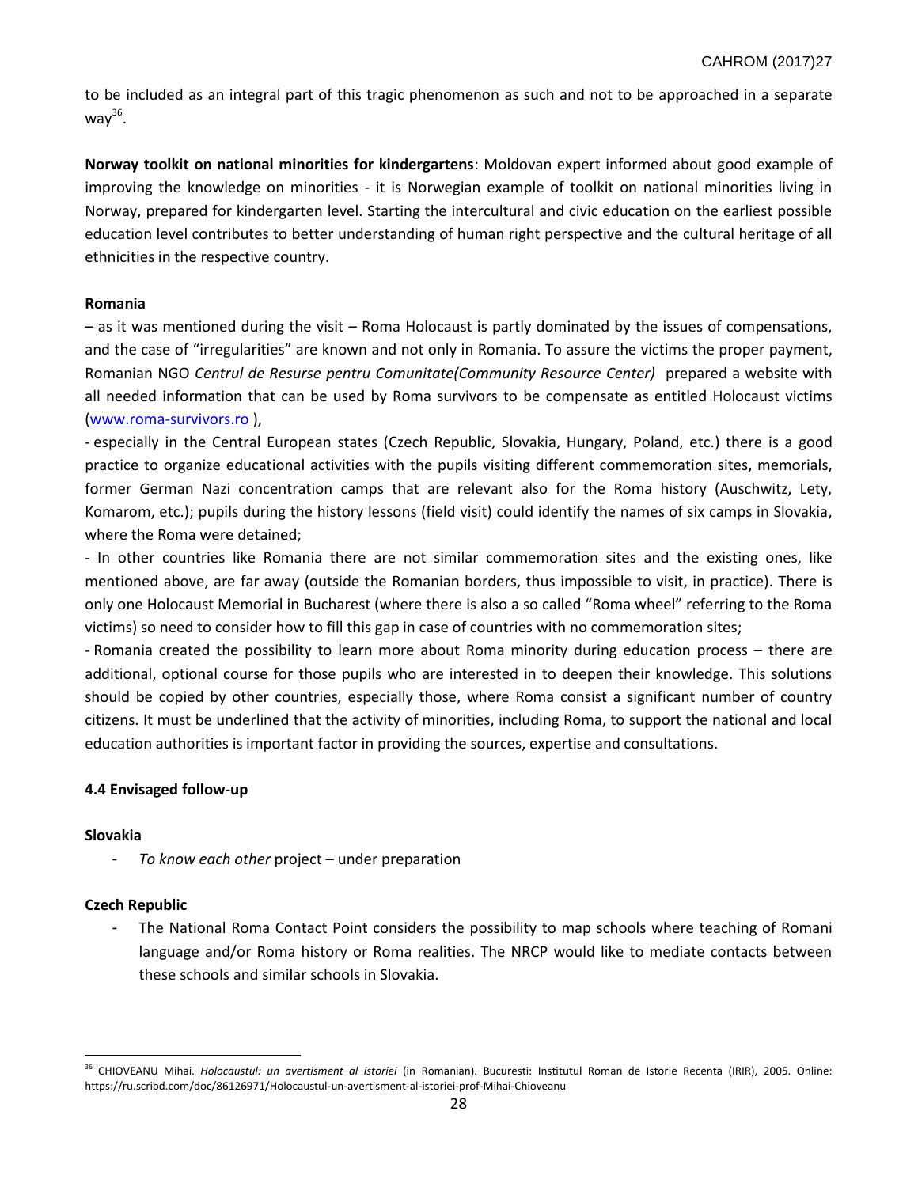to be included as an integral part of this tragic phenomenon as such and not to be approached in a separate way[36].

**Norway toolkit on national minorities for kindergartens**: Moldovan expert informed about good example of improving the knowledge on minorities - it is Norwegian example of toolkit on national minorities living in Norway, prepared for kindergarten level. Starting the intercultural and civic education on the earliest possible education level contributes to better understanding of human right perspective and the cultural heritage of all ethnicities in the respective country.

**Romania**

– as it was mentioned during the visit – Roma Holocaust is partly dominated by the issues of compensations, and the case of "irregularities" are known and not only in Romania. To assure the victims the proper payment, Romanian NGO *Centrul de Resurse pentru Comunitate(Community Resource Center)* prepared a website with all needed information that can be used by Roma survivors to be compensate as entitled Holocaust victims (www.roma-survivors.ro ),

- especially in the Central European states (Czech Republic, Slovakia, Hungary, Poland, etc.) there is a good practice to organize educational activities with the pupils visiting different commemoration sites, memorials, former German Nazi concentration camps that are relevant also for the Roma history (Auschwitz, Lety, Komarom, etc.); pupils during the history lessons (field visit) could identify the names of six camps in Slovakia, where the Roma were detained;
- In other countries like Romania there are not similar commemoration sites and the existing ones, like mentioned above, are far away (outside the Romanian borders, thus impossible to visit, in practice). There is only one Holocaust Memorial in Bucharest (where there is also a so called "Roma wheel" referring to the Roma victims) so need to consider how to fill this gap in case of countries with no commemoration sites;
- Romania created the possibility to learn more about Roma minority during education process – there are additional, optional course for those pupils who are interested in to deepen their knowledge. This solutions should be copied by other countries, especially those, where Roma consist a significant number of country citizens. It must be underlined that the activity of minorities, including Roma, to support the national and local education authorities is important factor in providing the sources, expertise and consultations.

#### 4.4 Envisaged follow-up

**Slovakia**

- *To know each other* project – under preparation

**Czech Republic**

- The National Roma Contact Point considers the possibility to map schools where teaching of Romani language and/or Roma history or Roma realities. The NRCP would like to mediate contacts between these schools and similar schools in Slovakia.

---

[36] CHIOVEANU Mihai. *Holocaustul: un avertisment al istoriei* (in Romanian). Bucuresti: Institutul Roman de Istorie Recenta (IRIR), 2005. Online: https://ru.scribd.com/doc/86126971/Holocaustul-un-avertisment-al-istoriei-prof-Mihai-Chioveanu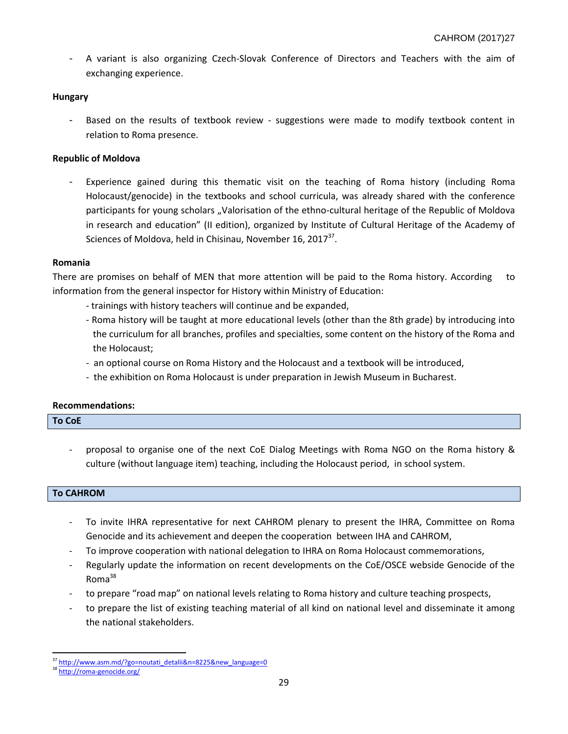- A variant is also organizing Czech-Slovak Conference of Directors and Teachers with the aim of exchanging experience.

**Hungary**

- Based on the results of textbook review - suggestions were made to modify textbook content in relation to Roma presence.

**Republic of Moldova**

- Experience gained during this thematic visit on the teaching of Roma history (including Roma Holocaust/genocide) in the textbooks and school curricula, was already shared with the conference participants for young scholars „Valorisation of the ethno-cultural heritage of the Republic of Moldova in research and education" (II edition), organized by Institute of Cultural Heritage of the Academy of Sciences of Moldova, held in Chisinau, November 16, 2017[37].

**Romania**

There are promises on behalf of MEN that more attention will be paid to the Roma history. According to information from the general inspector for History within Ministry of Education:

- trainings with history teachers will continue and be expanded,
- Roma history will be taught at more educational levels (other than the 8th grade) by introducing into the curriculum for all branches, profiles and specialties, some content on the history of the Roma and the Holocaust;
- an optional course on Roma History and the Holocaust and a textbook will be introduced,
- the exhibition on Roma Holocaust is under preparation in Jewish Museum in Bucharest.

**Recommendations:**

**To CoE**

- proposal to organise one of the next CoE Dialog Meetings with Roma NGO on the Roma history & culture (without language item) teaching, including the Holocaust period, in school system.

**To CAHROM**

- To invite IHRA representative for next CAHROM plenary to present the IHRA, Committee on Roma Genocide and its achievement and deepen the cooperation between IHA and CAHROM,
- To improve cooperation with national delegation to IHRA on Roma Holocaust commemorations,
- Regularly update the information on recent developments on the CoE/OSCE webside Genocide of the Roma[38]
- to prepare "road map" on national levels relating to Roma history and culture teaching prospects,
- to prepare the list of existing teaching material of all kind on national level and disseminate it among the national stakeholders.

---

[37] http://www.asm.md/?go=noutati_detalii&n=8225&new_language=0

[38] http://roma-genocide.org/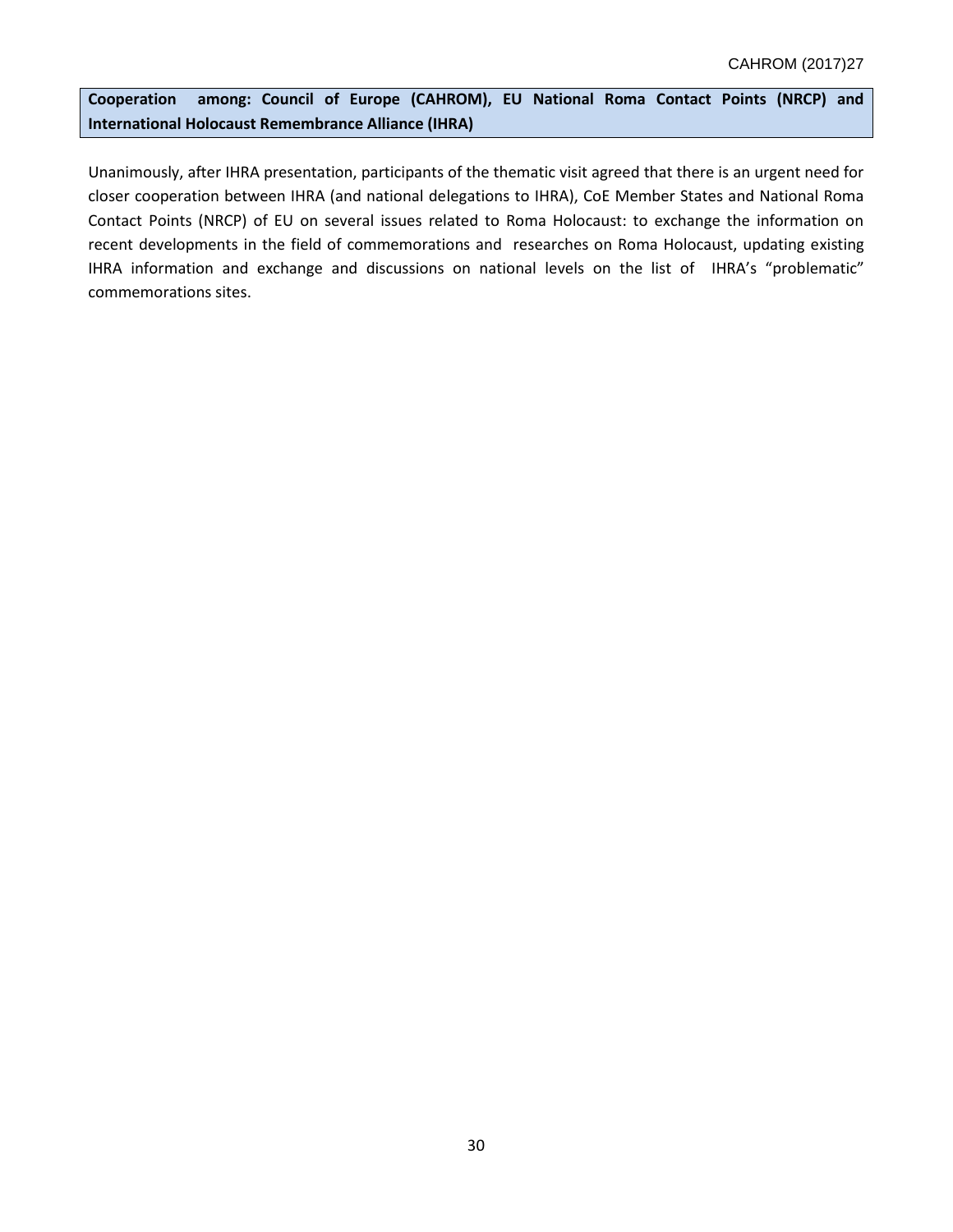**Cooperation among: Council of Europe (CAHROM), EU National Roma Contact Points (NRCP) and International Holocaust Remembrance Alliance (IHRA)**

Unanimously, after IHRA presentation, participants of the thematic visit agreed that there is an urgent need for closer cooperation between IHRA (and national delegations to IHRA), CoE Member States and National Roma Contact Points (NRCP) of EU on several issues related to Roma Holocaust: to exchange the information on recent developments in the field of commemorations and researches on Roma Holocaust, updating existing IHRA information and exchange and discussions on national levels on the list of IHRA's "problematic" commemorations sites.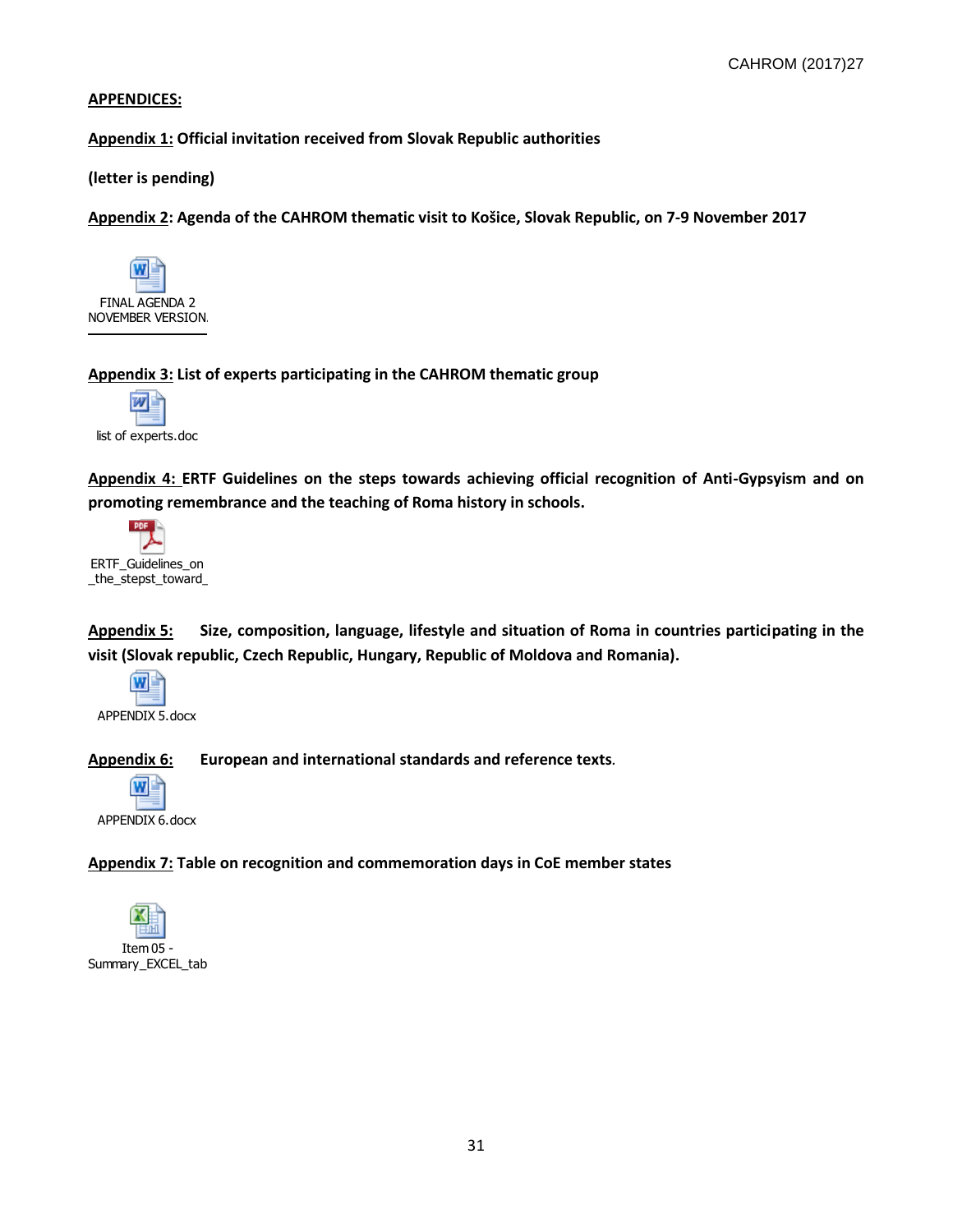**APPENDICES:**

**Appendix 1: Official invitation received from Slovak Republic authorities**

**(letter is pending)**

**Appendix 2: Agenda of the CAHROM thematic visit to Košice, Slovak Republic, on 7-9 November 2017**

FINAL AGENDA 2 NOVEMBER VERSION.

**Appendix 3: List of experts participating in the CAHROM thematic group**

list of experts.doc

**Appendix 4: ERTF Guidelines on the steps towards achieving official recognition of Anti-Gypsyism and on promoting remembrance and the teaching of Roma history in schools.**

ERTF_Guidelines_on _the_stepst_toward_

**Appendix 5: Size, composition, language, lifestyle and situation of Roma in countries participating in the visit (Slovak republic, Czech Republic, Hungary, Republic of Moldova and Romania).**

APPENDIX 5.docx

**Appendix 6: European and international standards and reference texts.**

APPENDIX 6.docx

**Appendix 7: Table on recognition and commemoration days in CoE member states**

Item 05 - Summary_EXCEL_tab